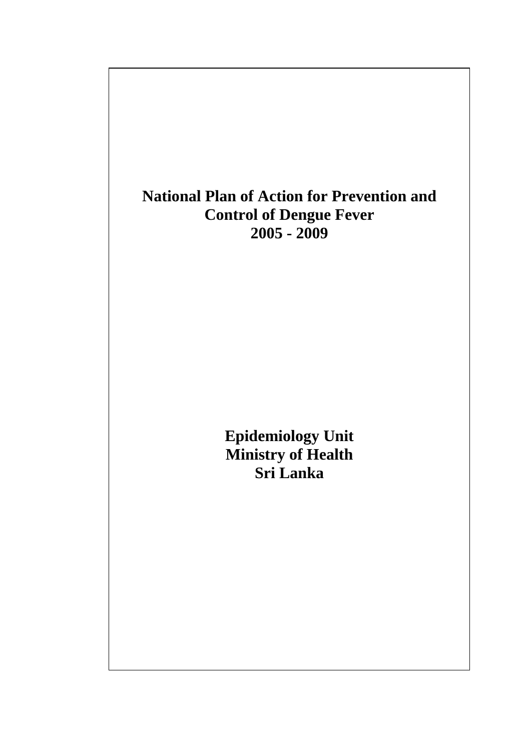# National Plan of Action for Prevention and Control of Dengue Fever
# 2005 - 2009

**Epidemiology Unit**
**Ministry of Health**
**Sri Lanka**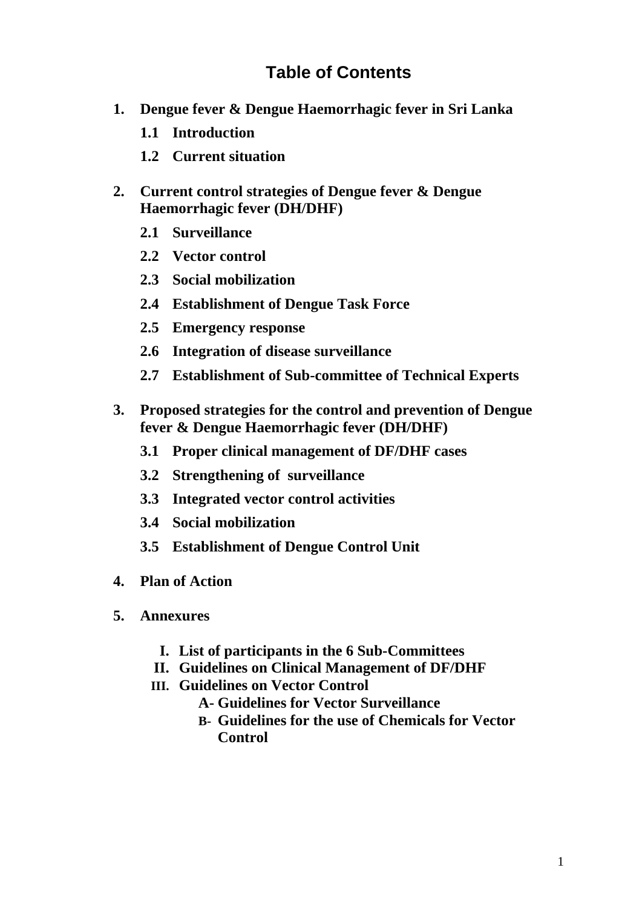# Table of Contents

1. **Dengue fever & Dengue Haemorrhagic fever in Sri Lanka**
   - **1.1 Introduction**
   - **1.2 Current situation**

2. **Current control strategies of Dengue fever & Dengue Haemorrhagic fever (DH/DHF)**
   - **2.1 Surveillance**
   - **2.2 Vector control**
   - **2.3 Social mobilization**
   - **2.4 Establishment of Dengue Task Force**
   - **2.5 Emergency response**
   - **2.6 Integration of disease surveillance**
   - **2.7 Establishment of Sub-committee of Technical Experts**

3. **Proposed strategies for the control and prevention of Dengue fever & Dengue Haemorrhagic fever (DH/DHF)**
   - **3.1 Proper clinical management of DF/DHF cases**
   - **3.2 Strengthening of surveillance**
   - **3.3 Integrated vector control activities**
   - **3.4 Social mobilization**
   - **3.5 Establishment of Dengue Control Unit**

4. **Plan of Action**

5. **Annexures**
   - **I. List of participants in the 6 Sub-Committees**
   - **II. Guidelines on Clinical Management of DF/DHF**
   - **III. Guidelines on Vector Control**
     - **A- Guidelines for Vector Surveillance**
     - **B- Guidelines for the use of Chemicals for Vector Control**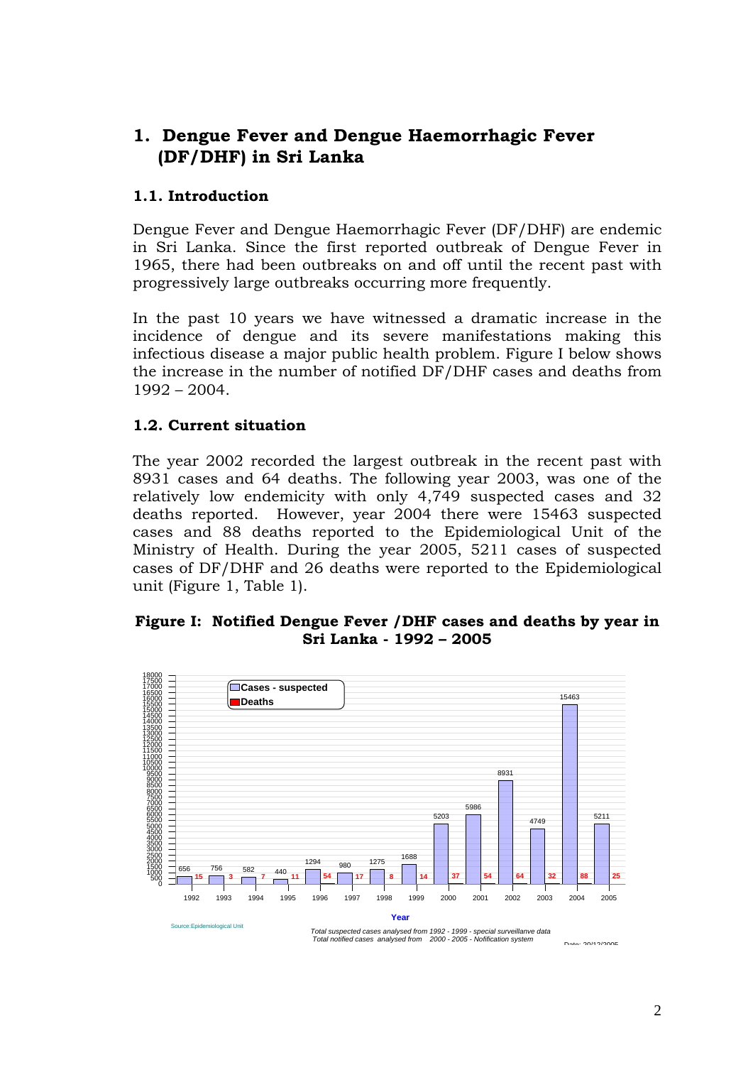# 1. Dengue Fever and Dengue Haemorrhagic Fever (DF/DHF) in Sri Lanka

## 1.1. Introduction

Dengue Fever and Dengue Haemorrhagic Fever (DF/DHF) are endemic in Sri Lanka. Since the first reported outbreak of Dengue Fever in 1965, there had been outbreaks on and off until the recent past with progressively large outbreaks occurring more frequently.

In the past 10 years we have witnessed a dramatic increase in the incidence of dengue and its severe manifestations making this infectious disease a major public health problem. Figure I below shows the increase in the number of notified DF/DHF cases and deaths from 1992 – 2004.

## 1.2. Current situation

The year 2002 recorded the largest outbreak in the recent past with 8931 cases and 64 deaths. The following year 2003, was one of the relatively low endemicity with only 4,749 suspected cases and 32 deaths reported. However, year 2004 there were 15463 suspected cases and 88 deaths reported to the Epidemiological Unit of the Ministry of Health. During the year 2005, 5211 cases of suspected cases of DF/DHF and 26 deaths were reported to the Epidemiological unit (Figure 1, Table 1).

**Figure I: Notified Dengue Fever /DHF cases and deaths by year in Sri Lanka - 1992 – 2005**

| Year | Cases - suspected | Deaths |
|---|---|---|
| 1992 | 656 | 15 |
| 1993 | 756 | 3 |
| 1994 | 582 | 7 |
| 1995 | 440 | 11 |
| 1996 | 1294 | 54 |
| 1997 | 980 | 17 |
| 1998 | 1275 | 8 |
| 1999 | 1688 | 14 |
| 2000 | 5203 | 37 |
| 2001 | 5986 | 54 |
| 2002 | 8931 | 64 |
| 2003 | 4749 | 32 |
| 2004 | 15463 | 88 |
| 2005 | 5211 | 25 |

Source:Epidemiological Unit

*Total suspected cases analysed from 1992 - 1999 - special surveillanve data*
*Total notified cases analysed from 2000 - 2005 - Notification system*

Date: 20/12/2005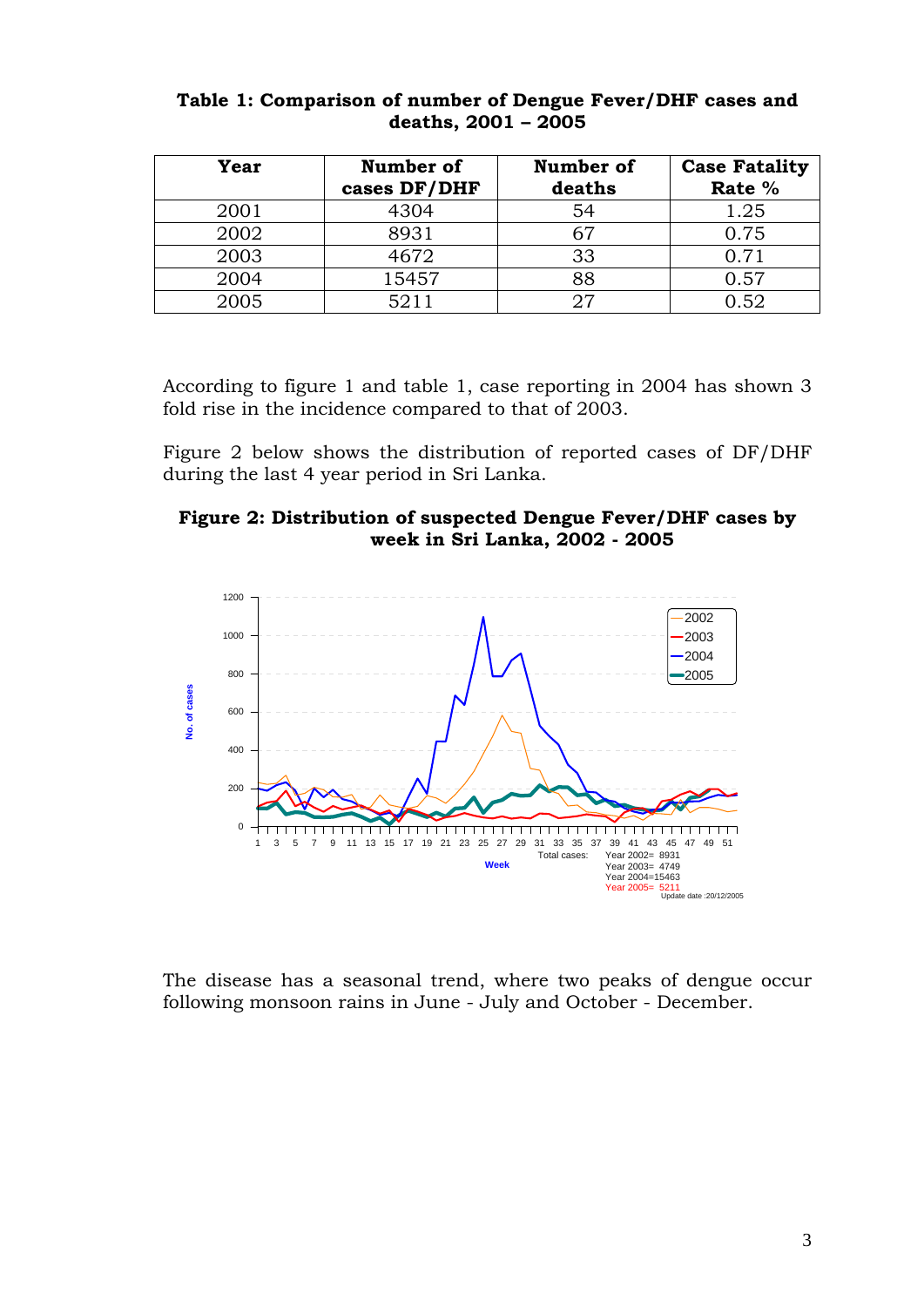**Table 1: Comparison of number of Dengue Fever/DHF cases and deaths, 2001 – 2005**

| Year | Number of cases DF/DHF | Number of deaths | Case Fatality Rate % |
|---|---|---|---|
| 2001 | 4304 | 54 | 1.25 |
| 2002 | 8931 | 67 | 0.75 |
| 2003 | 4672 | 33 | 0.71 |
| 2004 | 15457 | 88 | 0.57 |
| 2005 | 5211 | 27 | 0.52 |

According to figure 1 and table 1, case reporting in 2004 has shown 3 fold rise in the incidence compared to that of 2003.

Figure 2 below shows the distribution of reported cases of DF/DHF during the last 4 year period in Sri Lanka.

**Figure 2: Distribution of suspected Dengue Fever/DHF cases by week in Sri Lanka, 2002 - 2005**

Total cases: Year 2002= 8931, Year 2003= 4749, Year 2004=15463, Year 2005= 5211

Update date :20/12/2005

The disease has a seasonal trend, where two peaks of dengue occur following monsoon rains in June - July and October - December.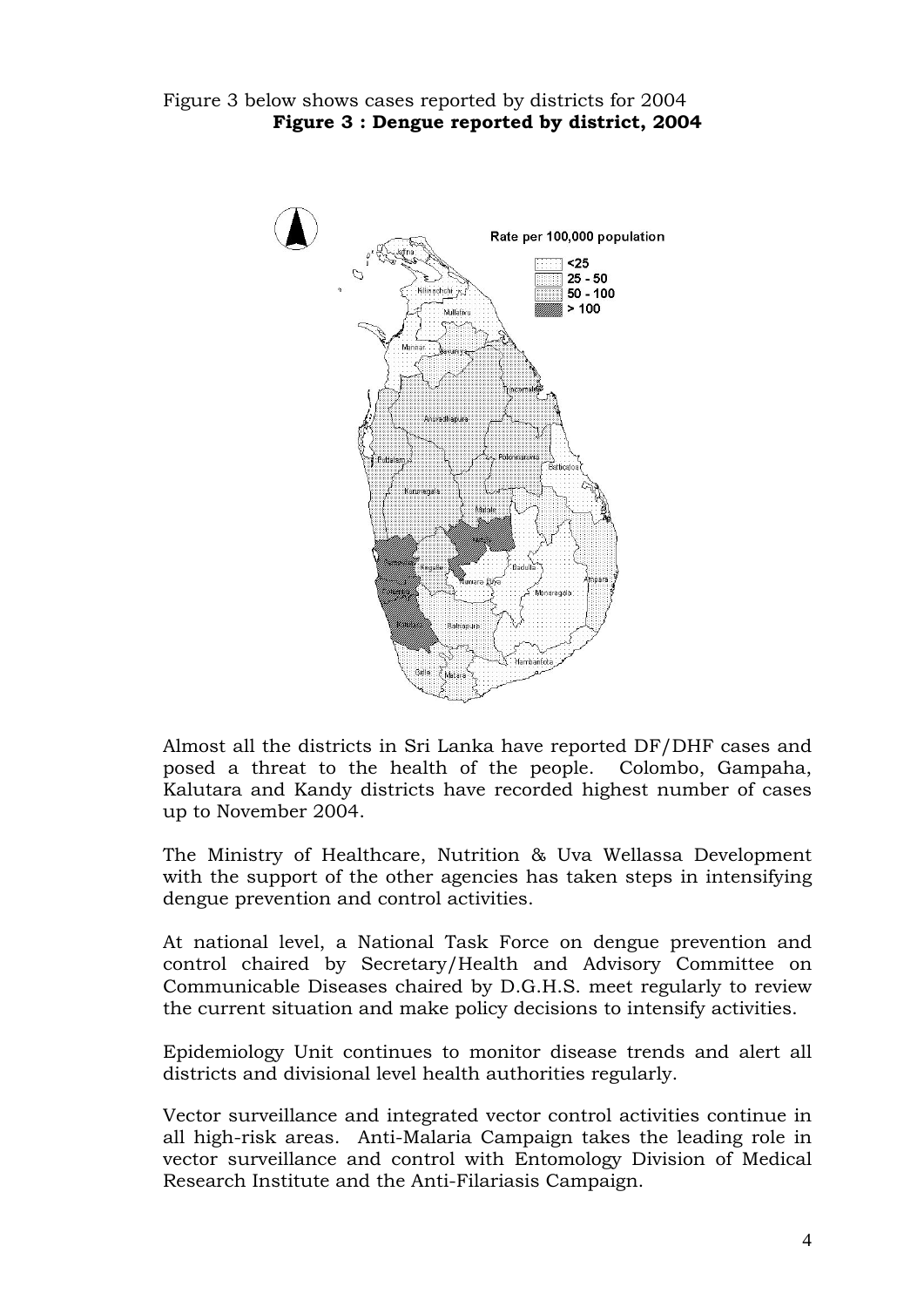Figure 3 below shows cases reported by districts for 2004

**Figure 3 : Dengue reported by district, 2004**

Almost all the districts in Sri Lanka have reported DF/DHF cases and posed a threat to the health of the people. Colombo, Gampaha, Kalutara and Kandy districts have recorded highest number of cases up to November 2004.

The Ministry of Healthcare, Nutrition & Uva Wellassa Development with the support of the other agencies has taken steps in intensifying dengue prevention and control activities.

At national level, a National Task Force on dengue prevention and control chaired by Secretary/Health and Advisory Committee on Communicable Diseases chaired by D.G.H.S. meet regularly to review the current situation and make policy decisions to intensify activities.

Epidemiology Unit continues to monitor disease trends and alert all districts and divisional level health authorities regularly.

Vector surveillance and integrated vector control activities continue in all high-risk areas. Anti-Malaria Campaign takes the leading role in vector surveillance and control with Entomology Division of Medical Research Institute and the Anti-Filariasis Campaign.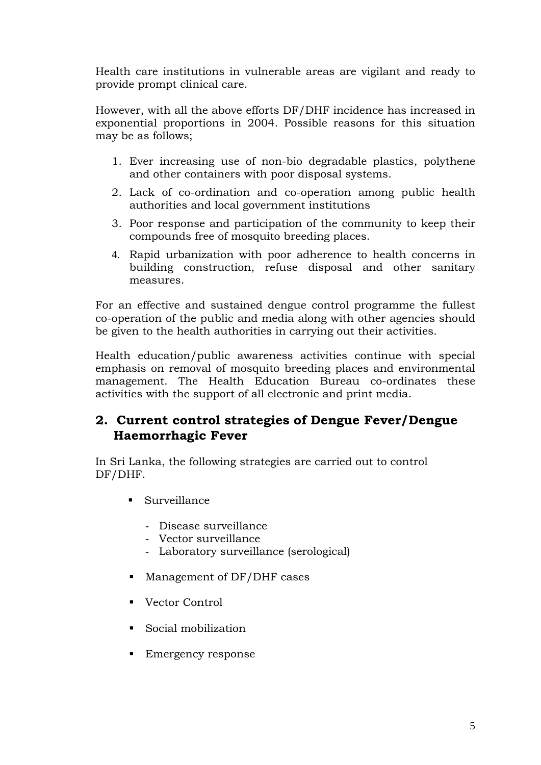Health care institutions in vulnerable areas are vigilant and ready to provide prompt clinical care.

However, with all the above efforts DF/DHF incidence has increased in exponential proportions in 2004. Possible reasons for this situation may be as follows;

1. Ever increasing use of non-bio degradable plastics, polythene and other containers with poor disposal systems.
2. Lack of co-ordination and co-operation among public health authorities and local government institutions
3. Poor response and participation of the community to keep their compounds free of mosquito breeding places.
4. Rapid urbanization with poor adherence to health concerns in building construction, refuse disposal and other sanitary measures.

For an effective and sustained dengue control programme the fullest co-operation of the public and media along with other agencies should be given to the health authorities in carrying out their activities.

Health education/public awareness activities continue with special emphasis on removal of mosquito breeding places and environmental management. The Health Education Bureau co-ordinates these activities with the support of all electronic and print media.

## 2. Current control strategies of Dengue Fever/Dengue Haemorrhagic Fever

In Sri Lanka, the following strategies are carried out to control DF/DHF.

- Surveillance
  - Disease surveillance
  - Vector surveillance
  - Laboratory surveillance (serological)
- Management of DF/DHF cases
- Vector Control
- Social mobilization
- Emergency response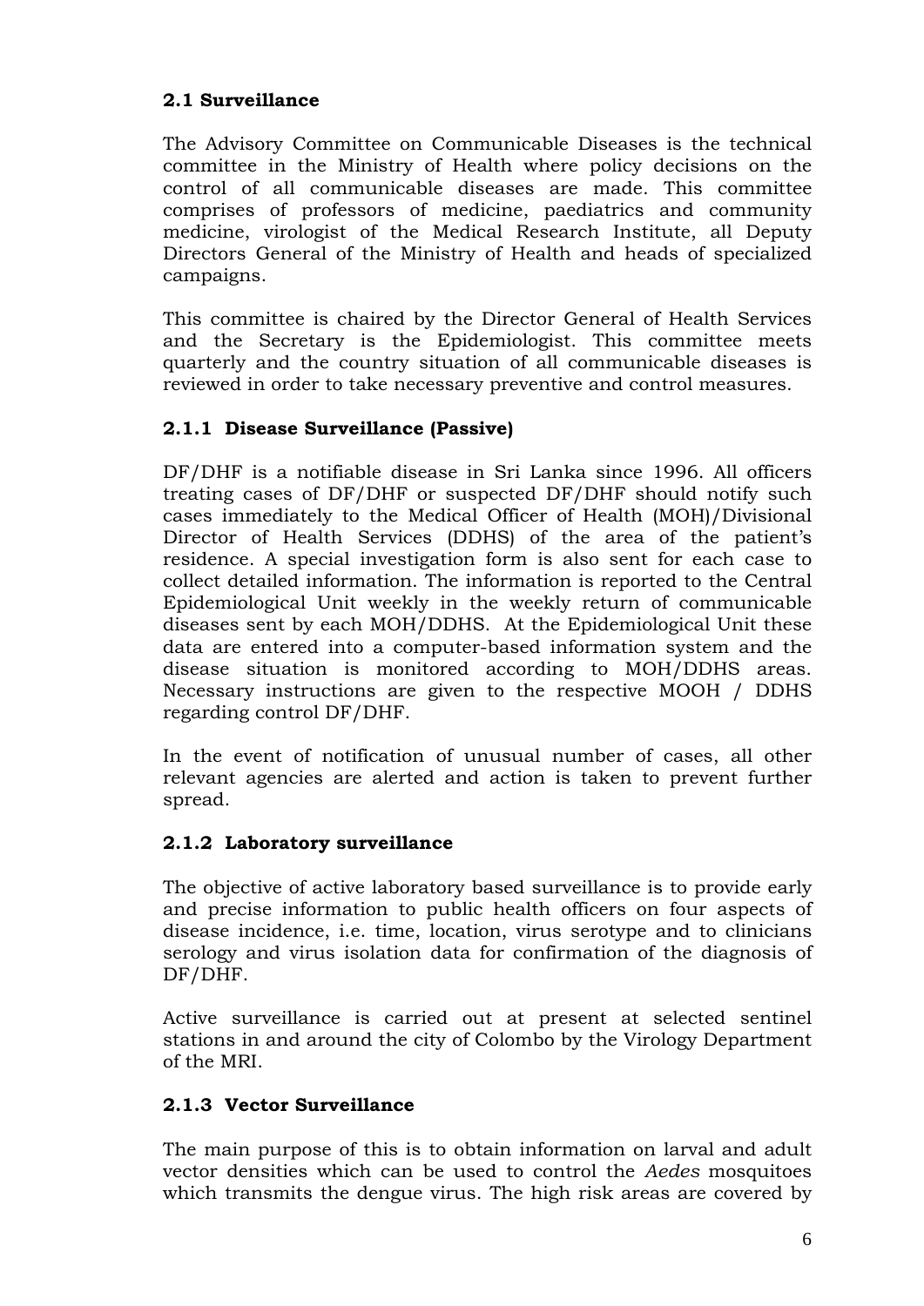## 2.1 Surveillance

The Advisory Committee on Communicable Diseases is the technical committee in the Ministry of Health where policy decisions on the control of all communicable diseases are made. This committee comprises of professors of medicine, paediatrics and community medicine, virologist of the Medical Research Institute, all Deputy Directors General of the Ministry of Health and heads of specialized campaigns.

This committee is chaired by the Director General of Health Services and the Secretary is the Epidemiologist. This committee meets quarterly and the country situation of all communicable diseases is reviewed in order to take necessary preventive and control measures.

### 2.1.1 Disease Surveillance (Passive)

DF/DHF is a notifiable disease in Sri Lanka since 1996. All officers treating cases of DF/DHF or suspected DF/DHF should notify such cases immediately to the Medical Officer of Health (MOH)/Divisional Director of Health Services (DDHS) of the area of the patient's residence. A special investigation form is also sent for each case to collect detailed information. The information is reported to the Central Epidemiological Unit weekly in the weekly return of communicable diseases sent by each MOH/DDHS. At the Epidemiological Unit these data are entered into a computer-based information system and the disease situation is monitored according to MOH/DDHS areas. Necessary instructions are given to the respective MOOH / DDHS regarding control DF/DHF.

In the event of notification of unusual number of cases, all other relevant agencies are alerted and action is taken to prevent further spread.

### 2.1.2 Laboratory surveillance

The objective of active laboratory based surveillance is to provide early and precise information to public health officers on four aspects of disease incidence, i.e. time, location, virus serotype and to clinicians serology and virus isolation data for confirmation of the diagnosis of DF/DHF.

Active surveillance is carried out at present at selected sentinel stations in and around the city of Colombo by the Virology Department of the MRI.

### 2.1.3 Vector Surveillance

The main purpose of this is to obtain information on larval and adult vector densities which can be used to control the *Aedes* mosquitoes which transmits the dengue virus. The high risk areas are covered by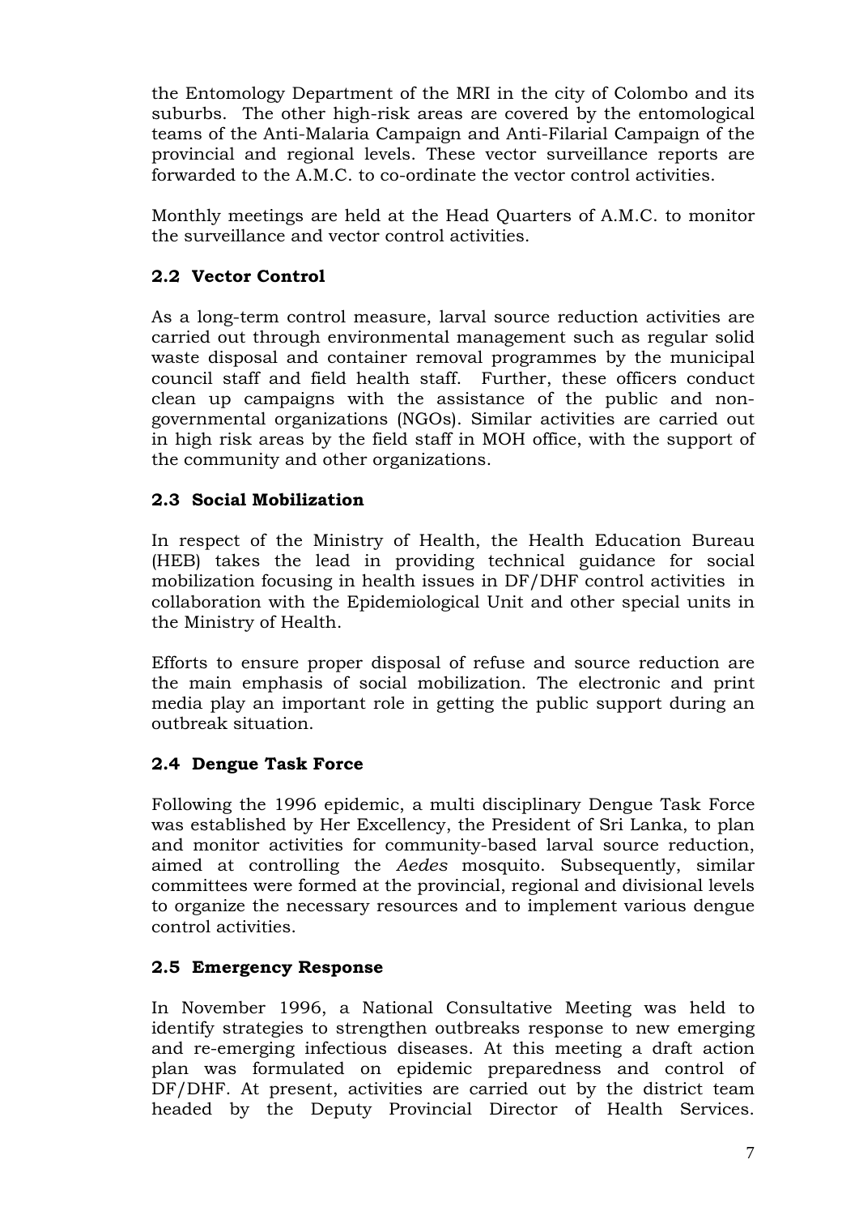the Entomology Department of the MRI in the city of Colombo and its suburbs. The other high-risk areas are covered by the entomological teams of the Anti-Malaria Campaign and Anti-Filarial Campaign of the provincial and regional levels. These vector surveillance reports are forwarded to the A.M.C. to co-ordinate the vector control activities.

Monthly meetings are held at the Head Quarters of A.M.C. to monitor the surveillance and vector control activities.

### 2.2 Vector Control

As a long-term control measure, larval source reduction activities are carried out through environmental management such as regular solid waste disposal and container removal programmes by the municipal council staff and field health staff. Further, these officers conduct clean up campaigns with the assistance of the public and non-governmental organizations (NGOs). Similar activities are carried out in high risk areas by the field staff in MOH office, with the support of the community and other organizations.

### 2.3 Social Mobilization

In respect of the Ministry of Health, the Health Education Bureau (HEB) takes the lead in providing technical guidance for social mobilization focusing in health issues in DF/DHF control activities in collaboration with the Epidemiological Unit and other special units in the Ministry of Health.

Efforts to ensure proper disposal of refuse and source reduction are the main emphasis of social mobilization. The electronic and print media play an important role in getting the public support during an outbreak situation.

### 2.4 Dengue Task Force

Following the 1996 epidemic, a multi disciplinary Dengue Task Force was established by Her Excellency, the President of Sri Lanka, to plan and monitor activities for community-based larval source reduction, aimed at controlling the *Aedes* mosquito. Subsequently, similar committees were formed at the provincial, regional and divisional levels to organize the necessary resources and to implement various dengue control activities.

### 2.5 Emergency Response

In November 1996, a National Consultative Meeting was held to identify strategies to strengthen outbreaks response to new emerging and re-emerging infectious diseases. At this meeting a draft action plan was formulated on epidemic preparedness and control of DF/DHF. At present, activities are carried out by the district team headed by the Deputy Provincial Director of Health Services.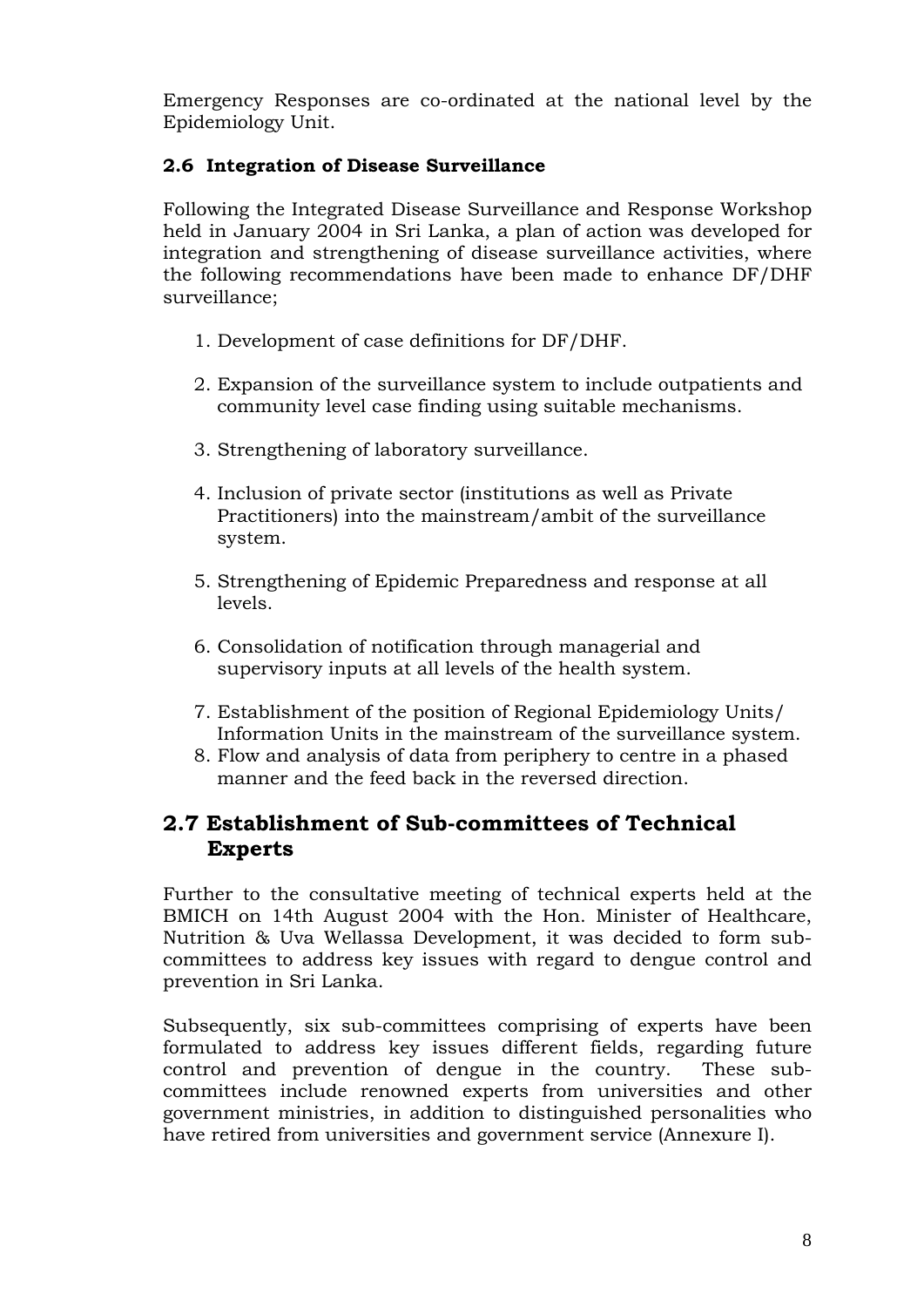Emergency Responses are co-ordinated at the national level by the Epidemiology Unit.

### 2.6 Integration of Disease Surveillance

Following the Integrated Disease Surveillance and Response Workshop held in January 2004 in Sri Lanka, a plan of action was developed for integration and strengthening of disease surveillance activities, where the following recommendations have been made to enhance DF/DHF surveillance;

1. Development of case definitions for DF/DHF.
2. Expansion of the surveillance system to include outpatients and community level case finding using suitable mechanisms.
3. Strengthening of laboratory surveillance.
4. Inclusion of private sector (institutions as well as Private Practitioners) into the mainstream/ambit of the surveillance system.
5. Strengthening of Epidemic Preparedness and response at all levels.
6. Consolidation of notification through managerial and supervisory inputs at all levels of the health system.
7. Establishment of the position of Regional Epidemiology Units/ Information Units in the mainstream of the surveillance system.
8. Flow and analysis of data from periphery to centre in a phased manner and the feed back in the reversed direction.

## 2.7 Establishment of Sub-committees of Technical Experts

Further to the consultative meeting of technical experts held at the BMICH on 14th August 2004 with the Hon. Minister of Healthcare, Nutrition & Uva Wellassa Development, it was decided to form sub-committees to address key issues with regard to dengue control and prevention in Sri Lanka.

Subsequently, six sub-committees comprising of experts have been formulated to address key issues different fields, regarding future control and prevention of dengue in the country. These sub-committees include renowned experts from universities and other government ministries, in addition to distinguished personalities who have retired from universities and government service (Annexure I).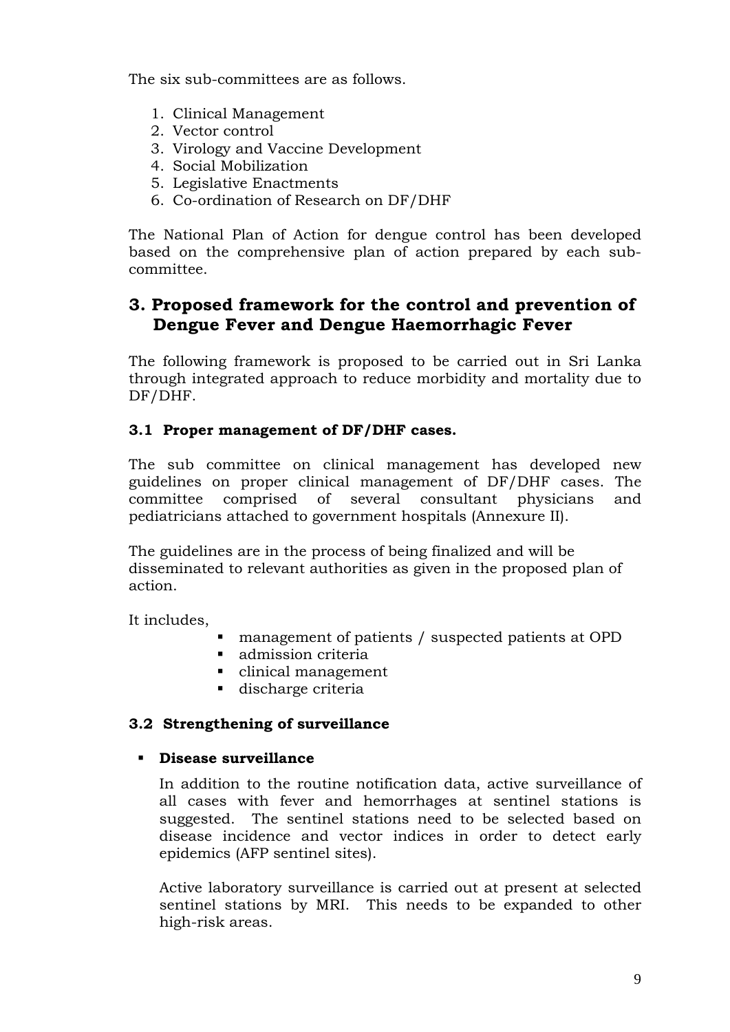The six sub-committees are as follows.

1. Clinical Management
2. Vector control
3. Virology and Vaccine Development
4. Social Mobilization
5. Legislative Enactments
6. Co-ordination of Research on DF/DHF

The National Plan of Action for dengue control has been developed based on the comprehensive plan of action prepared by each sub-committee.

## 3. Proposed framework for the control and prevention of Dengue Fever and Dengue Haemorrhagic Fever

The following framework is proposed to be carried out in Sri Lanka through integrated approach to reduce morbidity and mortality due to DF/DHF.

### 3.1 Proper management of DF/DHF cases.

The sub committee on clinical management has developed new guidelines on proper clinical management of DF/DHF cases. The committee comprised of several consultant physicians and pediatricians attached to government hospitals (Annexure II).

The guidelines are in the process of being finalized and will be disseminated to relevant authorities as given in the proposed plan of action.

It includes,

- management of patients / suspected patients at OPD
- admission criteria
- clinical management
- discharge criteria

### 3.2 Strengthening of surveillance

- **Disease surveillance**

  In addition to the routine notification data, active surveillance of all cases with fever and hemorrhages at sentinel stations is suggested. The sentinel stations need to be selected based on disease incidence and vector indices in order to detect early epidemics (AFP sentinel sites).

  Active laboratory surveillance is carried out at present at selected sentinel stations by MRI. This needs to be expanded to other high-risk areas.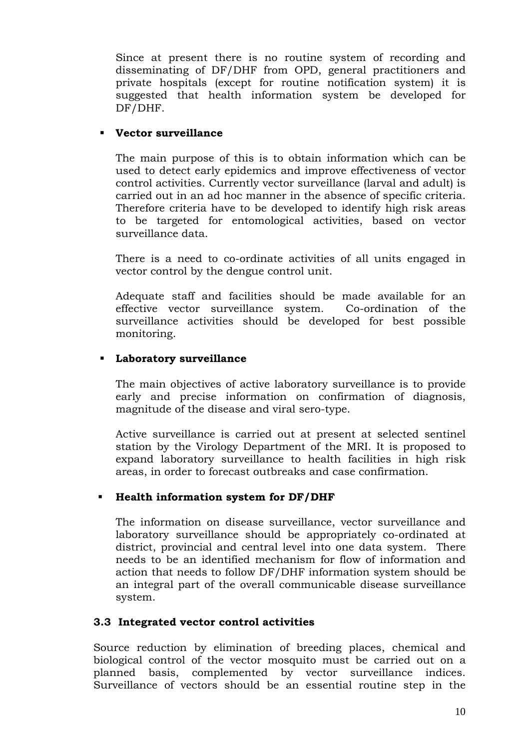Since at present there is no routine system of recording and disseminating of DF/DHF from OPD, general practitioners and private hospitals (except for routine notification system) it is suggested that health information system be developed for DF/DHF.

- **Vector surveillance**

  The main purpose of this is to obtain information which can be used to detect early epidemics and improve effectiveness of vector control activities. Currently vector surveillance (larval and adult) is carried out in an ad hoc manner in the absence of specific criteria. Therefore criteria have to be developed to identify high risk areas to be targeted for entomological activities, based on vector surveillance data.

  There is a need to co-ordinate activities of all units engaged in vector control by the dengue control unit.

  Adequate staff and facilities should be made available for an effective vector surveillance system. Co-ordination of the surveillance activities should be developed for best possible monitoring.

- **Laboratory surveillance**

  The main objectives of active laboratory surveillance is to provide early and precise information on confirmation of diagnosis, magnitude of the disease and viral sero-type.

  Active surveillance is carried out at present at selected sentinel station by the Virology Department of the MRI. It is proposed to expand laboratory surveillance to health facilities in high risk areas, in order to forecast outbreaks and case confirmation.

- **Health information system for DF/DHF**

  The information on disease surveillance, vector surveillance and laboratory surveillance should be appropriately co-ordinated at district, provincial and central level into one data system. There needs to be an identified mechanism for flow of information and action that needs to follow DF/DHF information system should be an integral part of the overall communicable disease surveillance system.

### 3.3 Integrated vector control activities

Source reduction by elimination of breeding places, chemical and biological control of the vector mosquito must be carried out on a planned basis, complemented by vector surveillance indices. Surveillance of vectors should be an essential routine step in the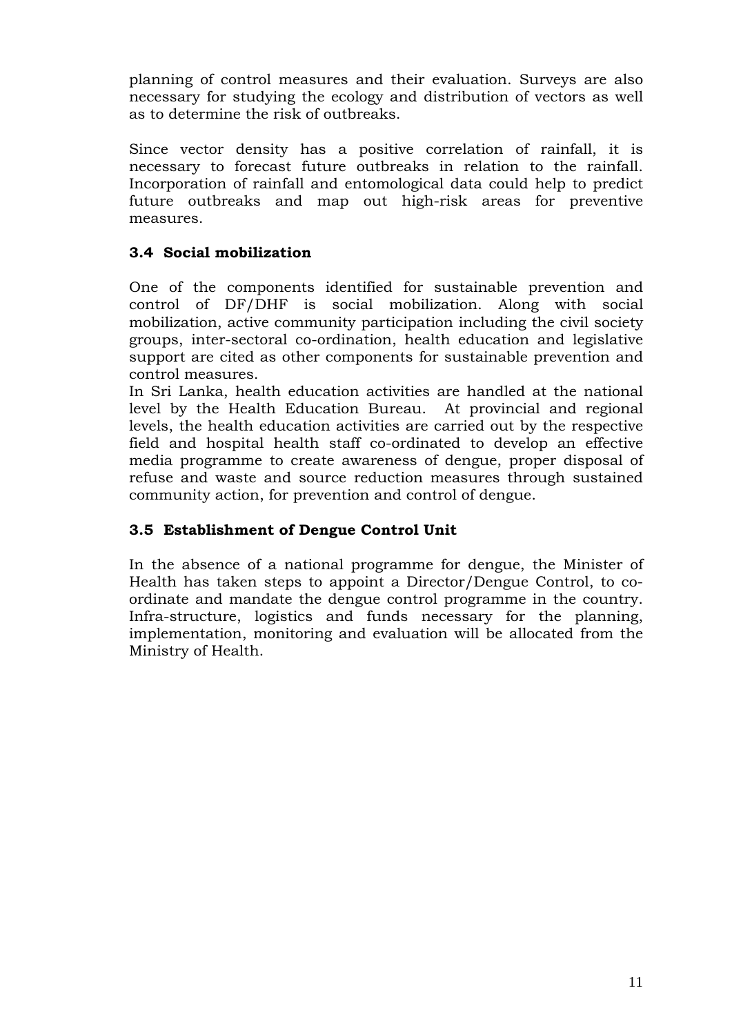planning of control measures and their evaluation. Surveys are also necessary for studying the ecology and distribution of vectors as well as to determine the risk of outbreaks.

Since vector density has a positive correlation of rainfall, it is necessary to forecast future outbreaks in relation to the rainfall. Incorporation of rainfall and entomological data could help to predict future outbreaks and map out high-risk areas for preventive measures.

### 3.4 Social mobilization

One of the components identified for sustainable prevention and control of DF/DHF is social mobilization. Along with social mobilization, active community participation including the civil society groups, inter-sectoral co-ordination, health education and legislative support are cited as other components for sustainable prevention and control measures.

In Sri Lanka, health education activities are handled at the national level by the Health Education Bureau. At provincial and regional levels, the health education activities are carried out by the respective field and hospital health staff co-ordinated to develop an effective media programme to create awareness of dengue, proper disposal of refuse and waste and source reduction measures through sustained community action, for prevention and control of dengue.

### 3.5 Establishment of Dengue Control Unit

In the absence of a national programme for dengue, the Minister of Health has taken steps to appoint a Director/Dengue Control, to co-ordinate and mandate the dengue control programme in the country. Infra-structure, logistics and funds necessary for the planning, implementation, monitoring and evaluation will be allocated from the Ministry of Health.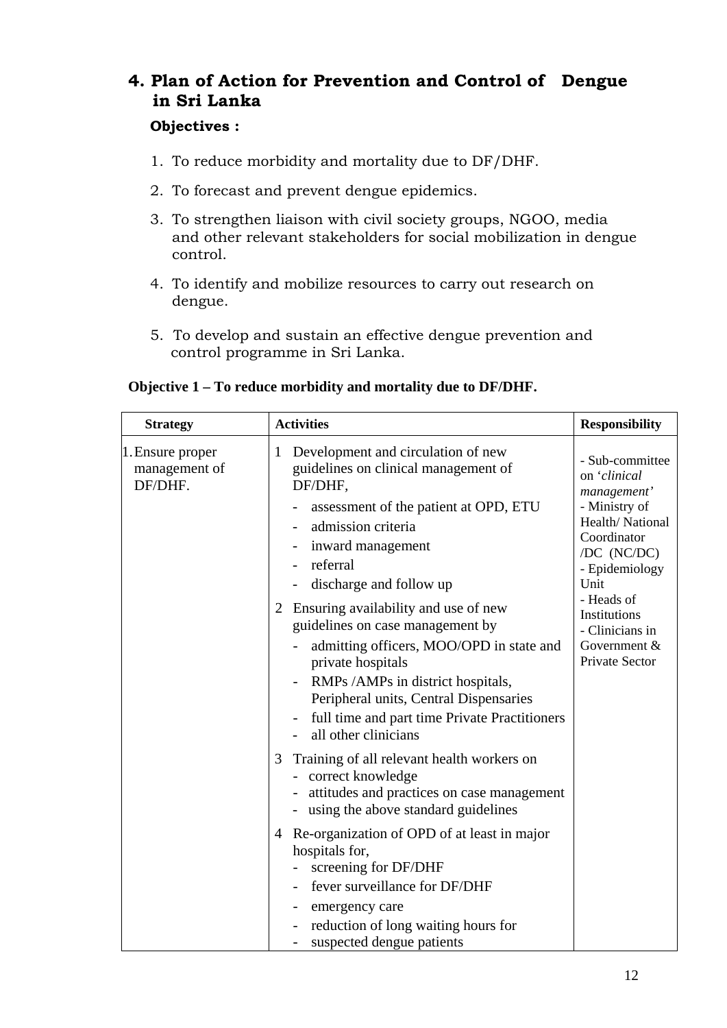## 4. Plan of Action for Prevention and Control of Dengue in Sri Lanka

**Objectives :**

1. To reduce morbidity and mortality due to DF/DHF.
2. To forecast and prevent dengue epidemics.
3. To strengthen liaison with civil society groups, NGOO, media and other relevant stakeholders for social mobilization in dengue control.
4. To identify and mobilize resources to carry out research on dengue.
5. To develop and sustain an effective dengue prevention and control programme in Sri Lanka.

**Objective 1 – To reduce morbidity and mortality due to DF/DHF.**

| Strategy | Activities | Responsibility |
|---|---|---|
| 1. Ensure proper management of DF/DHF. | 1 Development and circulation of new guidelines on clinical management of DF/DHF,<br>- assessment of the patient at OPD, ETU<br>- admission criteria<br>- inward management<br>- referral<br>- discharge and follow up<br><br>2 Ensuring availability and use of new guidelines on case management by<br>- admitting officers, MOO/OPD in state and private hospitals<br>- RMPs /AMPs in district hospitals, Peripheral units, Central Dispensaries<br>- full time and part time Private Practitioners<br>- all other clinicians<br><br>3 Training of all relevant health workers on<br>- correct knowledge<br>- attitudes and practices on case management<br>- using the above standard guidelines<br><br>4 Re-organization of OPD of at least in major hospitals for,<br>- screening for DF/DHF<br>- fever surveillance for DF/DHF<br>- emergency care<br>- reduction of long waiting hours for<br>- suspected dengue patients | - Sub-committee on '*clinical management'*<br>- Ministry of Health/ National Coordinator /DC (NC/DC)<br>- Epidemiology Unit<br>- Heads of Institutions<br>- Clinicians in Government & Private Sector |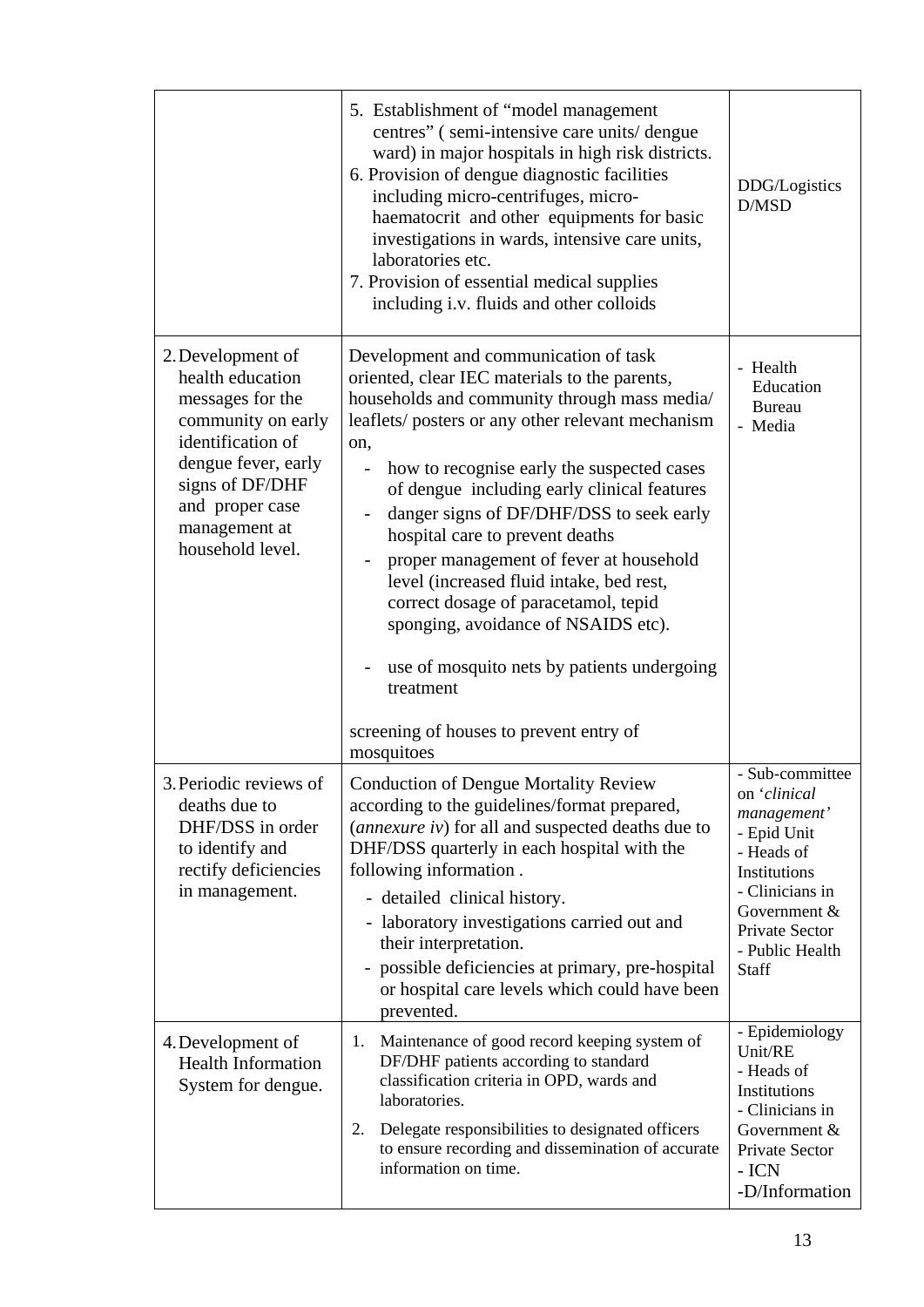| | | |
|---|---|---|
| | 5. Establishment of "model management centres" ( semi-intensive care units/ dengue ward) in major hospitals in high risk districts.<br>6. Provision of dengue diagnostic facilities including micro-centrifuges, micro-haematocrit and other equipments for basic investigations in wards, intensive care units, laboratories etc.<br>7. Provision of essential medical supplies including i.v. fluids and other colloids | DDG/Logistics D/MSD |
| 2. Development of health education messages for the community on early identification of dengue fever, early signs of DF/DHF and proper case management at household level. | Development and communication of task oriented, clear IEC materials to the parents, households and community through mass media/ leaflets/ posters or any other relevant mechanism on,<br>- how to recognise early the suspected cases of dengue including early clinical features<br>- danger signs of DF/DHF/DSS to seek early hospital care to prevent deaths<br>- proper management of fever at household level (increased fluid intake, bed rest, correct dosage of paracetamol, tepid sponging, avoidance of NSAIDS etc).<br>- use of mosquito nets by patients undergoing treatment<br><br>screening of houses to prevent entry of mosquitoes | - Health Education Bureau<br>- Media |
| 3. Periodic reviews of deaths due to DHF/DSS in order to identify and rectify deficiencies in management. | Conduction of Dengue Mortality Review according to the guidelines/format prepared, (*annexure iv*) for all and suspected deaths due to DHF/DSS quarterly in each hospital with the following information .<br>- detailed clinical history.<br>- laboratory investigations carried out and their interpretation.<br>- possible deficiencies at primary, pre-hospital or hospital care levels which could have been prevented. | - Sub-committee on '*clinical management*'<br>- Epid Unit<br>- Heads of Institutions<br>- Clinicians in Government & Private Sector<br>- Public Health Staff |
| 4. Development of Health Information System for dengue. | 1. Maintenance of good record keeping system of DF/DHF patients according to standard classification criteria in OPD, wards and laboratories.<br>2. Delegate responsibilities to designated officers to ensure recording and dissemination of accurate information on time. | - Epidemiology Unit/RE<br>- Heads of Institutions<br>- Clinicians in Government & Private Sector<br>- ICN<br>-D/Information |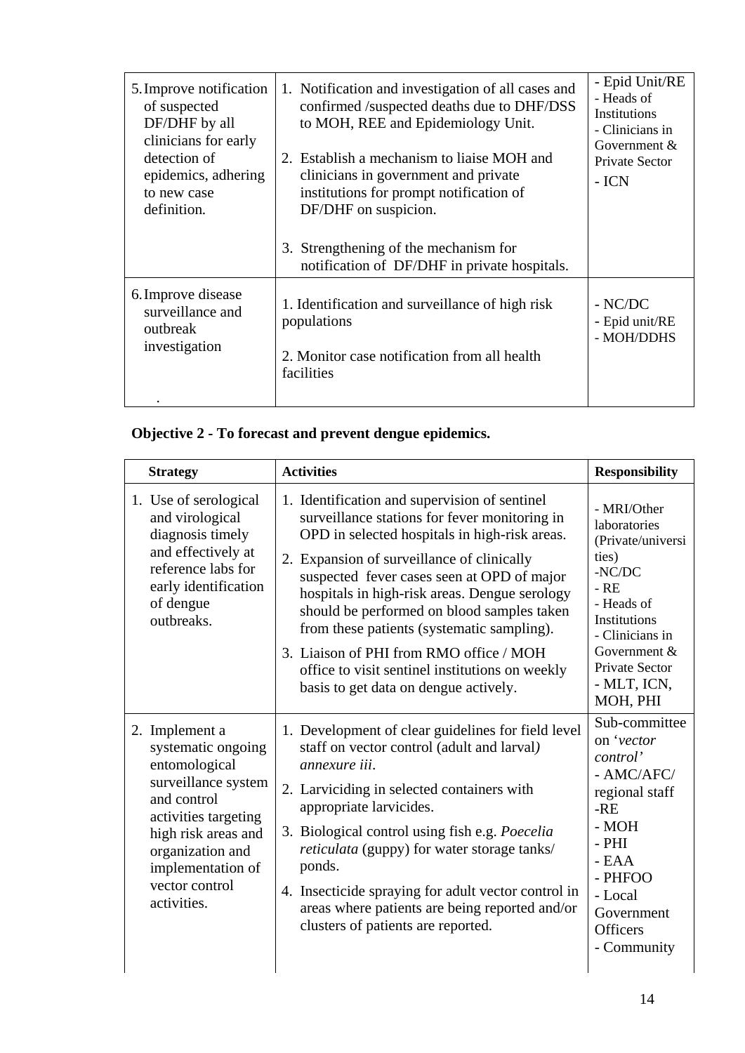| | | |
|---|---|---|
| 5. Improve notification of suspected DF/DHF by all clinicians for early detection of epidemics, adhering to new case definition. | 1. Notification and investigation of all cases and confirmed /suspected deaths due to DHF/DSS to MOH, REE and Epidemiology Unit.<br><br>2. Establish a mechanism to liaise MOH and clinicians in government and private institutions for prompt notification of DF/DHF on suspicion.<br><br>3. Strengthening of the mechanism for notification of DF/DHF in private hospitals. | - Epid Unit/RE<br>- Heads of Institutions<br>- Clinicians in Government & Private Sector<br>- ICN |
| 6. Improve disease surveillance and outbreak investigation<br><br>. | 1. Identification and surveillance of high risk populations<br><br>2. Monitor case notification from all health facilities | - NC/DC<br>- Epid unit/RE<br>- MOH/DDHS |

**Objective 2 - To forecast and prevent dengue epidemics.**

| Strategy | Activities | Responsibility |
|---|---|---|
| 1. Use of serological and virological diagnosis timely and effectively at reference labs for early identification of dengue outbreaks. | 1. Identification and supervision of sentinel surveillance stations for fever monitoring in OPD in selected hospitals in high-risk areas.<br><br>2. Expansion of surveillance of clinically suspected fever cases seen at OPD of major hospitals in high-risk areas. Dengue serology should be performed on blood samples taken from these patients (systematic sampling).<br><br>3. Liaison of PHI from RMO office / MOH office to visit sentinel institutions on weekly basis to get data on dengue actively. | - MRI/Other laboratories (Private/universities)<br>-NC/DC<br>- RE<br>- Heads of Institutions<br>- Clinicians in Government & Private Sector<br>- MLT, ICN, MOH, PHI |
| 2. Implement a systematic ongoing entomological surveillance system and control activities targeting high risk areas and organization and implementation of vector control activities. | 1. Development of clear guidelines for field level staff on vector control (adult and larval*)* *annexure iii*.<br><br>2. Larviciding in selected containers with appropriate larvicides.<br><br>3. Biological control using fish e.g. *Poecelia reticulata* (guppy) for water storage tanks/ ponds.<br><br>4. Insecticide spraying for adult vector control in areas where patients are being reported and/or clusters of patients are reported. | Sub-committee on '*vector control'*<br>- AMC/AFC/ regional staff<br>-RE<br>- MOH<br>- PHI<br>- EAA<br>- PHFOO<br>- Local Government Officers<br>- Community |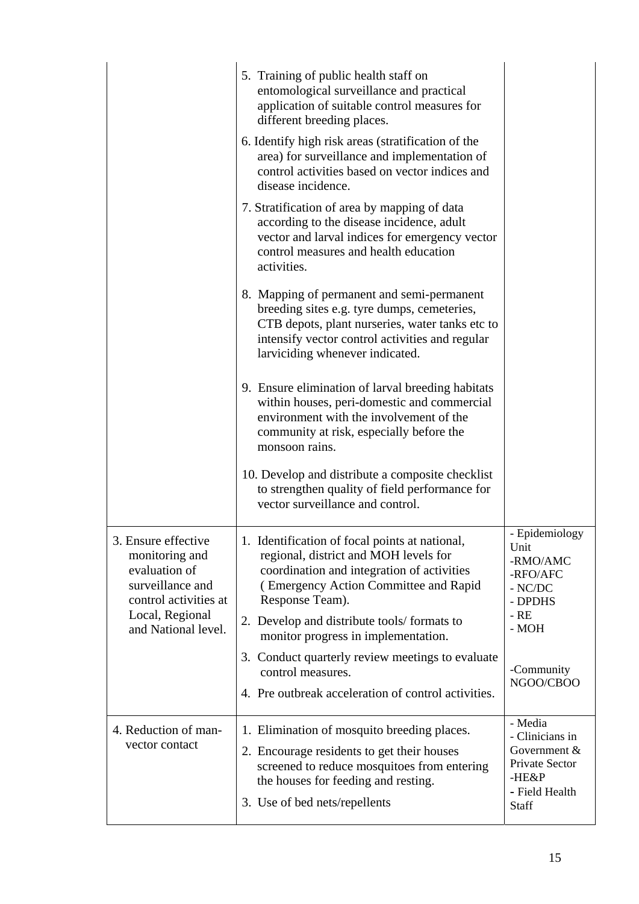| | | |
|---|---|---|
| | 5. Training of public health staff on entomological surveillance and practical application of suitable control measures for different breeding places.<br>6. Identify high risk areas (stratification of the area) for surveillance and implementation of control activities based on vector indices and disease incidence.<br>7. Stratification of area by mapping of data according to the disease incidence, adult vector and larval indices for emergency vector control measures and health education activities.<br>8. Mapping of permanent and semi-permanent breeding sites e.g. tyre dumps, cemeteries, CTB depots, plant nurseries, water tanks etc to intensify vector control activities and regular larviciding whenever indicated.<br>9. Ensure elimination of larval breeding habitats within houses, peri-domestic and commercial environment with the involvement of the community at risk, especially before the monsoon rains.<br>10. Develop and distribute a composite checklist to strengthen quality of field performance for vector surveillance and control. | |
| 3. Ensure effective monitoring and evaluation of surveillance and control activities at Local, Regional and National level. | 1. Identification of focal points at national, regional, district and MOH levels for coordination and integration of activities ( Emergency Action Committee and Rapid Response Team).<br>2. Develop and distribute tools/ formats to monitor progress in implementation.<br>3. Conduct quarterly review meetings to evaluate control measures.<br>4. Pre outbreak acceleration of control activities. | - Epidemiology Unit<br>-RMO/AMC<br>-RFO/AFC<br>- NC/DC<br>- DPDHS<br>- RE<br>- MOH<br><br>-Community NGOO/CBOO |
| 4. Reduction of man-vector contact | 1. Elimination of mosquito breeding places.<br>2. Encourage residents to get their houses screened to reduce mosquitoes from entering the houses for feeding and resting.<br>3. Use of bed nets/repellents | - Media<br>- Clinicians in Government & Private Sector<br>-HE&P<br>- Field Health Staff |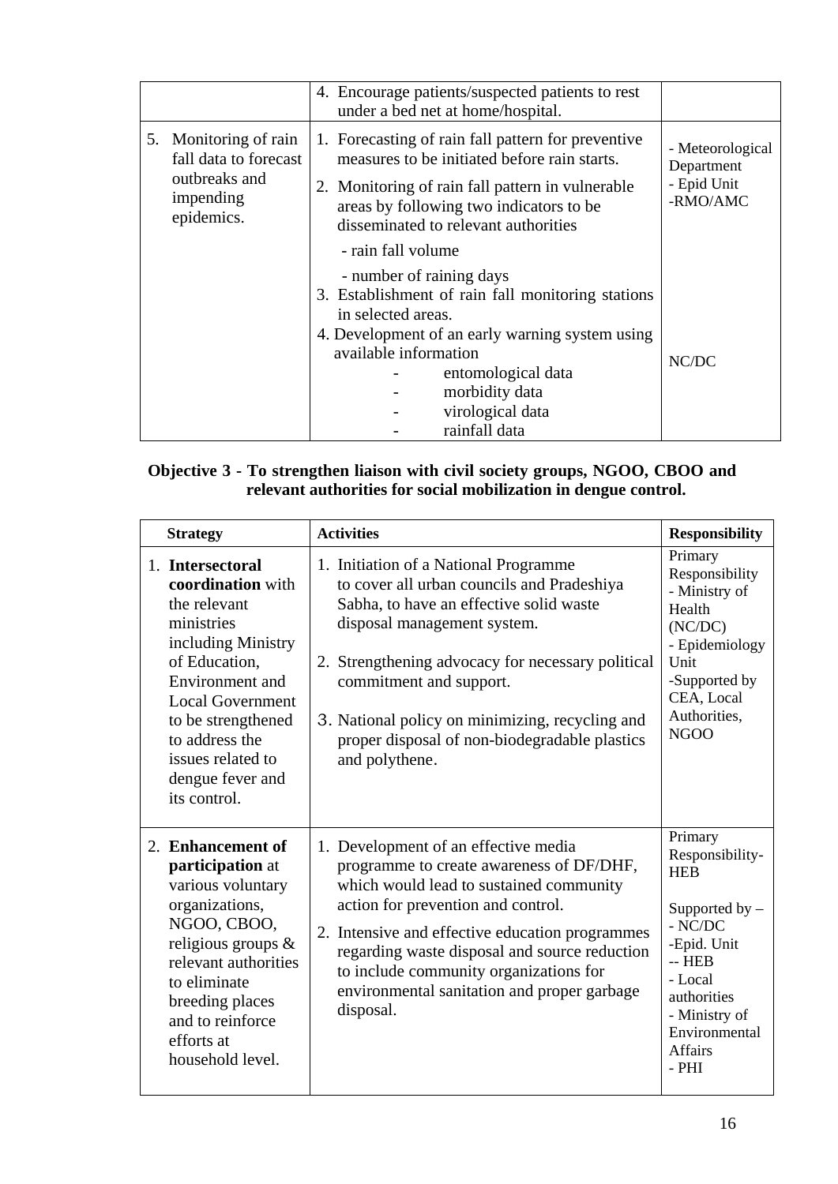| | | |
|---|---|---|
| | 4. Encourage patients/suspected patients to rest under a bed net at home/hospital. | |
| 5. Monitoring of rain fall data to forecast outbreaks and impending epidemics. | 1. Forecasting of rain fall pattern for preventive measures to be initiated before rain starts.<br>2. Monitoring of rain fall pattern in vulnerable areas by following two indicators to be disseminated to relevant authorities<br>- rain fall volume<br>- number of raining days<br>3. Establishment of rain fall monitoring stations in selected areas.<br>4. Development of an early warning system using available information<br>- entomological data<br>- morbidity data<br>- virological data<br>- rainfall data | - Meteorological Department<br>- Epid Unit<br>-RMO/AMC<br><br>NC/DC |

**Objective 3 - To strengthen liaison with civil society groups, NGOO, CBOO and relevant authorities for social mobilization in dengue control.**

| Strategy | Activities | Responsibility |
|---|---|---|
| 1. **Intersectoral coordination** with the relevant ministries including Ministry of Education, Environment and Local Government to be strengthened to address the issues related to dengue fever and its control. | 1. Initiation of a National Programme to cover all urban councils and Pradeshiya Sabha, to have an effective solid waste disposal management system.<br>2. Strengthening advocacy for necessary political commitment and support.<br>3. National policy on minimizing, recycling and proper disposal of non-biodegradable plastics and polythene. | Primary Responsibility<br>- Ministry of Health (NC/DC)<br>- Epidemiology Unit<br>-Supported by CEA, Local Authorities, NGOO |
| 2. **Enhancement of participation** at various voluntary organizations, NGOO, CBOO, religious groups & relevant authorities to eliminate breeding places and to reinforce efforts at household level. | 1. Development of an effective media programme to create awareness of DF/DHF, which would lead to sustained community action for prevention and control.<br>2. Intensive and effective education programmes regarding waste disposal and source reduction to include community organizations for environmental sanitation and proper garbage disposal. | Primary Responsibility-HEB<br><br>Supported by –<br>- NC/DC<br>-Epid. Unit<br>-- HEB<br>- Local authorities<br>- Ministry of Environmental Affairs<br>- PHI |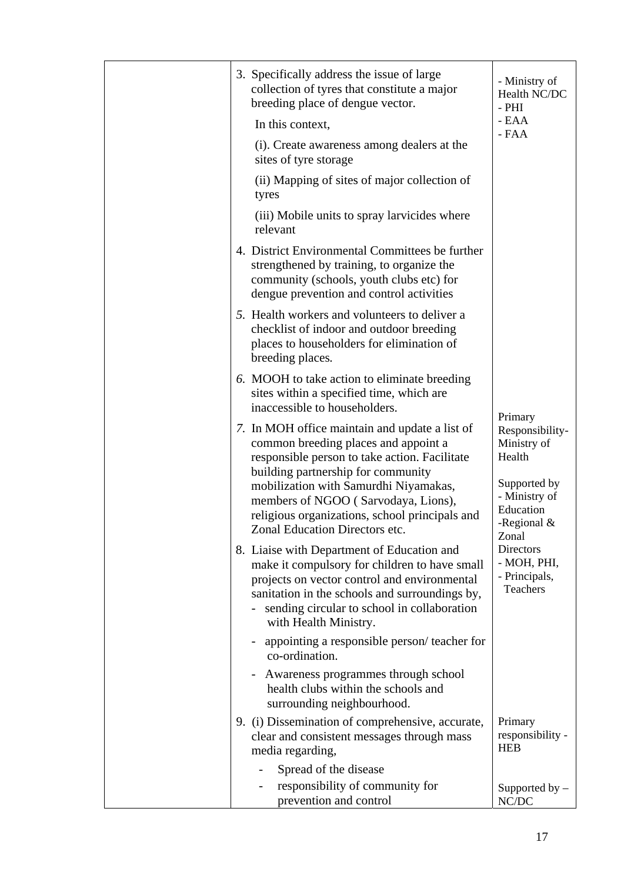| | | |
|---|---|---|
| | 3. Specifically address the issue of large collection of tyres that constitute a major breeding place of dengue vector.<br>In this context,<br>(i). Create awareness among dealers at the sites of tyre storage<br>(ii) Mapping of sites of major collection of tyres<br>(iii) Mobile units to spray larvicides where relevant<br>4. District Environmental Committees be further strengthened by training, to organize the community (schools, youth clubs etc) for dengue prevention and control activities<br>5. Health workers and volunteers to deliver a checklist of indoor and outdoor breeding places to householders for elimination of breeding places.<br>6. MOOH to take action to eliminate breeding sites within a specified time, which are inaccessible to householders.<br>7. In MOH office maintain and update a list of common breeding places and appoint a responsible person to take action. Facilitate building partnership for community mobilization with Samurdhi Niyamakas, members of NGOO ( Sarvodaya, Lions), religious organizations, school principals and Zonal Education Directors etc.<br>8. Liaise with Department of Education and make it compulsory for children to have small projects on vector control and environmental sanitation in the schools and surroundings by,<br>- sending circular to school in collaboration with Health Ministry.<br>- appointing a responsible person/ teacher for co-ordination.<br>- Awareness programmes through school health clubs within the schools and surrounding neighbourhood. | - Ministry of Health NC/DC<br>- PHI<br>- EAA<br>- FAA<br><br>Primary Responsibility- Ministry of Health<br><br>Supported by<br>- Ministry of Education<br>-Regional & Zonal Directors<br>- MOH, PHI,<br>- Principals, Teachers |
| | 9. (i) Dissemination of comprehensive, accurate, clear and consistent messages through mass media regarding,<br>- Spread of the disease<br>- responsibility of community for prevention and control | Primary responsibility - HEB<br><br>Supported by – NC/DC |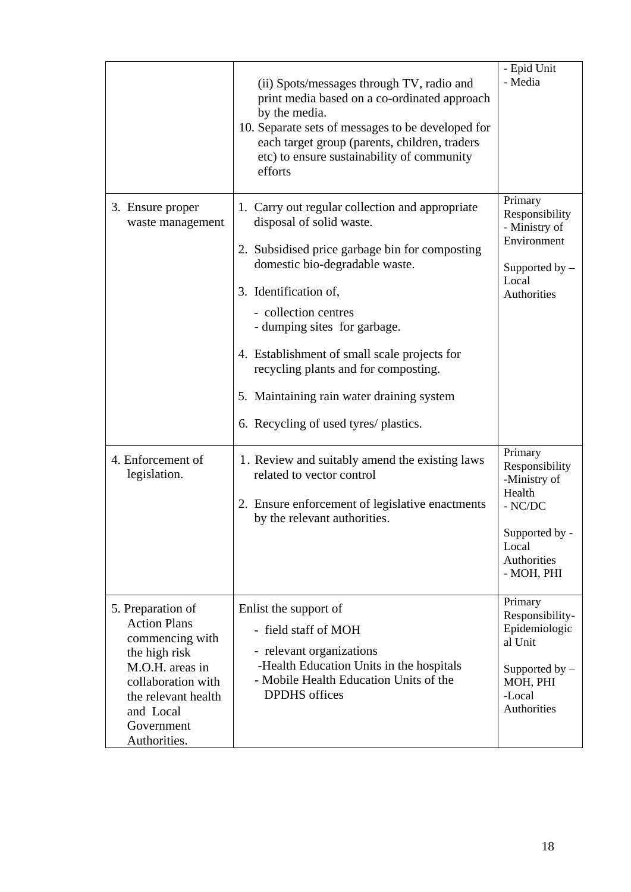| | | |
|---|---|---|
| | (ii) Spots/messages through TV, radio and print media based on a co-ordinated approach by the media.<br>10. Separate sets of messages to be developed for each target group (parents, children, traders etc) to ensure sustainability of community efforts | - Epid Unit<br>- Media |
| 3. Ensure proper waste management | 1. Carry out regular collection and appropriate disposal of solid waste.<br><br>2. Subsidised price garbage bin for composting domestic bio-degradable waste.<br><br>3. Identification of,<br>- collection centres<br>- dumping sites for garbage.<br><br>4. Establishment of small scale projects for recycling plants and for composting.<br><br>5. Maintaining rain water draining system<br><br>6. Recycling of used tyres/ plastics. | Primary Responsibility<br>- Ministry of Environment<br><br>Supported by – Local Authorities |
| 4. Enforcement of legislation. | 1. Review and suitably amend the existing laws related to vector control<br><br>2. Ensure enforcement of legislative enactments by the relevant authorities. | Primary Responsibility<br>-Ministry of Health<br>- NC/DC<br><br>Supported by -<br>Local Authorities<br>- MOH, PHI |
| 5. Preparation of Action Plans commencing with the high risk M.O.H. areas in collaboration with the relevant health and Local Government Authorities. | Enlist the support of<br>- field staff of MOH<br>- relevant organizations<br>-Health Education Units in the hospitals<br>- Mobile Health Education Units of the DPDHS offices | Primary Responsibility-<br>Epidemiological Unit<br><br>Supported by –<br>MOH, PHI<br>-Local Authorities |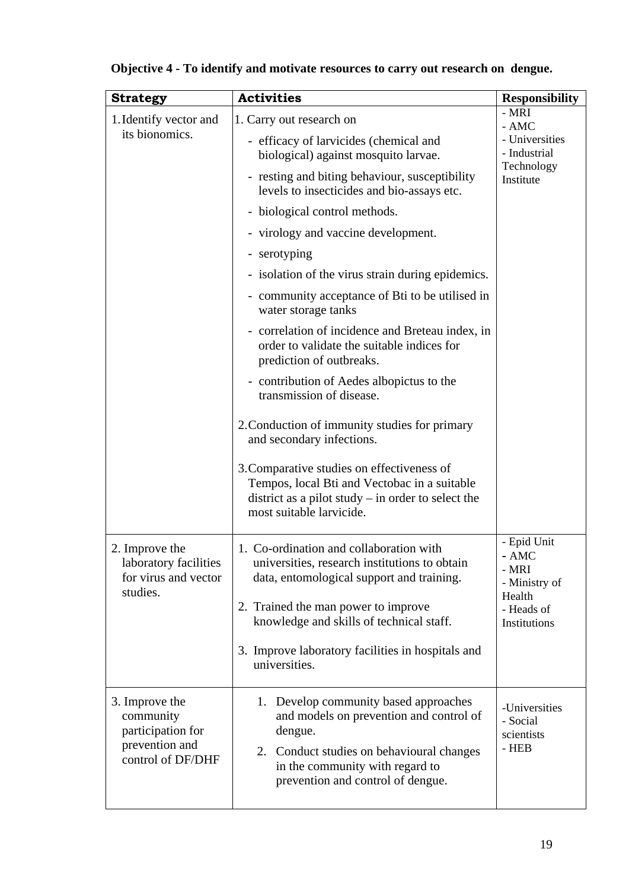**Objective 4 - To identify and motivate resources to carry out research on dengue.**

| Strategy | Activities | Responsibility |
|---|---|---|
| 1. Identify vector and its bionomics. | 1. Carry out research on<br>- efficacy of larvicides (chemical and biological) against mosquito larvae.<br>- resting and biting behaviour, susceptibility levels to insecticides and bio-assays etc.<br>- biological control methods.<br>- virology and vaccine development.<br>- serotyping<br>- isolation of the virus strain during epidemics.<br>- community acceptance of Bti to be utilised in water storage tanks<br>- correlation of incidence and Breteau index, in order to validate the suitable indices for prediction of outbreaks.<br>- contribution of Aedes albopictus to the transmission of disease.<br><br>2. Conduction of immunity studies for primary and secondary infections.<br><br>3. Comparative studies on effectiveness of Tempos, local Bti and Vectobac in a suitable district as a pilot study – in order to select the most suitable larvicide. | - MRI<br>- AMC<br>- Universities<br>- Industrial Technology Institute |
| 2. Improve the laboratory facilities for virus and vector studies. | 1. Co-ordination and collaboration with universities, research institutions to obtain data, entomological support and training.<br><br>2. Trained the man power to improve knowledge and skills of technical staff.<br><br>3. Improve laboratory facilities in hospitals and universities. | - Epid Unit<br>- AMC<br>- MRI<br>- Ministry of Health<br>- Heads of Institutions |
| 3. Improve the community participation for prevention and control of DF/DHF | 1. Develop community based approaches and models on prevention and control of dengue.<br>2. Conduct studies on behavioural changes in the community with regard to prevention and control of dengue. | -Universities<br>- Social scientists<br>- HEB |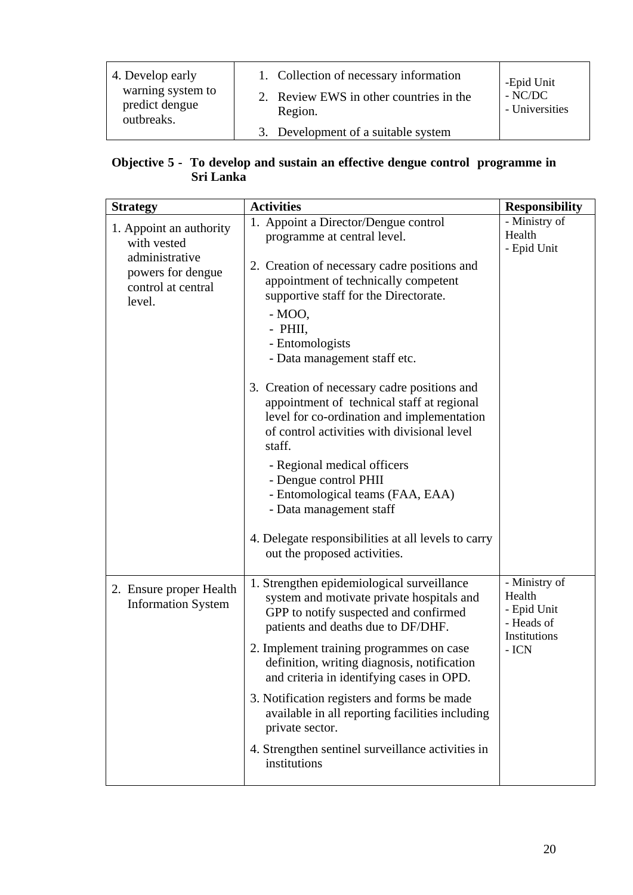| | | |
|---|---|---|
| 4. Develop early warning system to predict dengue outbreaks. | 1. Collection of necessary information<br>2. Review EWS in other countries in the Region.<br>3. Development of a suitable system | -Epid Unit<br>- NC/DC<br>- Universities |

**Objective 5 - To develop and sustain an effective dengue control programme in Sri Lanka**

| Strategy | Activities | Responsibility |
|---|---|---|
| 1. Appoint an authority with vested administrative powers for dengue control at central level. | 1. Appoint a Director/Dengue control programme at central level.<br><br>2. Creation of necessary cadre positions and appointment of technically competent supportive staff for the Directorate.<br>- MOO,<br>- PHII,<br>- Entomologists<br>- Data management staff etc.<br><br>3. Creation of necessary cadre positions and appointment of technical staff at regional level for co-ordination and implementation of control activities with divisional level staff.<br>- Regional medical officers<br>- Dengue control PHII<br>- Entomological teams (FAA, EAA)<br>- Data management staff<br><br>4. Delegate responsibilities at all levels to carry out the proposed activities. | - Ministry of Health<br>- Epid Unit |
| 2. Ensure proper Health Information System | 1. Strengthen epidemiological surveillance system and motivate private hospitals and GPP to notify suspected and confirmed patients and deaths due to DF/DHF.<br>2. Implement training programmes on case definition, writing diagnosis, notification and criteria in identifying cases in OPD.<br>3. Notification registers and forms be made available in all reporting facilities including private sector.<br>4. Strengthen sentinel surveillance activities in institutions | - Ministry of Health<br>- Epid Unit<br>- Heads of Institutions<br>- ICN |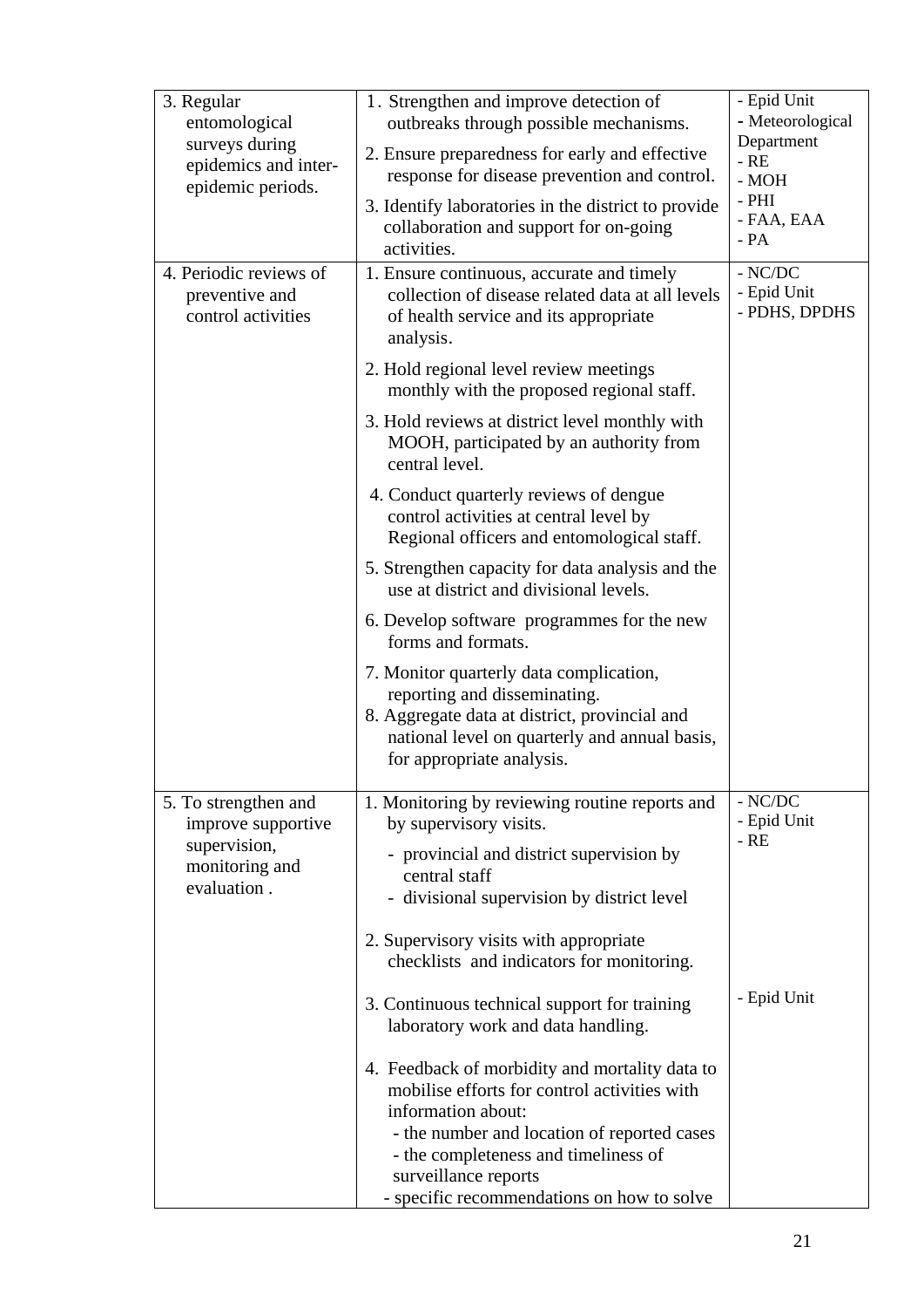| | | |
|---|---|---|
| 3. Regular entomological surveys during epidemics and inter-epidemic periods. | 1. Strengthen and improve detection of outbreaks through possible mechanisms.<br>2. Ensure preparedness for early and effective response for disease prevention and control.<br>3. Identify laboratories in the district to provide collaboration and support for on-going activities. | - Epid Unit<br>- Meteorological Department<br>- RE<br>- MOH<br>- PHI<br>- FAA, EAA<br>- PA |
| 4. Periodic reviews of preventive and control activities | 1. Ensure continuous, accurate and timely collection of disease related data at all levels of health service and its appropriate analysis.<br>2. Hold regional level review meetings monthly with the proposed regional staff.<br>3. Hold reviews at district level monthly with MOOH, participated by an authority from central level.<br>4. Conduct quarterly reviews of dengue control activities at central level by Regional officers and entomological staff.<br>5. Strengthen capacity for data analysis and the use at district and divisional levels.<br>6. Develop software programmes for the new forms and formats.<br>7. Monitor quarterly data complication, reporting and disseminating.<br>8. Aggregate data at district, provincial and national level on quarterly and annual basis, for appropriate analysis. | - NC/DC<br>- Epid Unit<br>- PDHS, DPDHS |
| 5. To strengthen and improve supportive supervision, monitoring and evaluation . | 1. Monitoring by reviewing routine reports and by supervisory visits.<br>- provincial and district supervision by central staff<br>- divisional supervision by district level<br>2. Supervisory visits with appropriate checklists and indicators for monitoring.<br>3. Continuous technical support for training laboratory work and data handling.<br>4. Feedback of morbidity and mortality data to mobilise efforts for control activities with information about:<br>- the number and location of reported cases<br>- the completeness and timeliness of surveillance reports<br>- specific recommendations on how to solve | - NC/DC<br>- Epid Unit<br>- RE<br><br><br><br><br>- Epid Unit |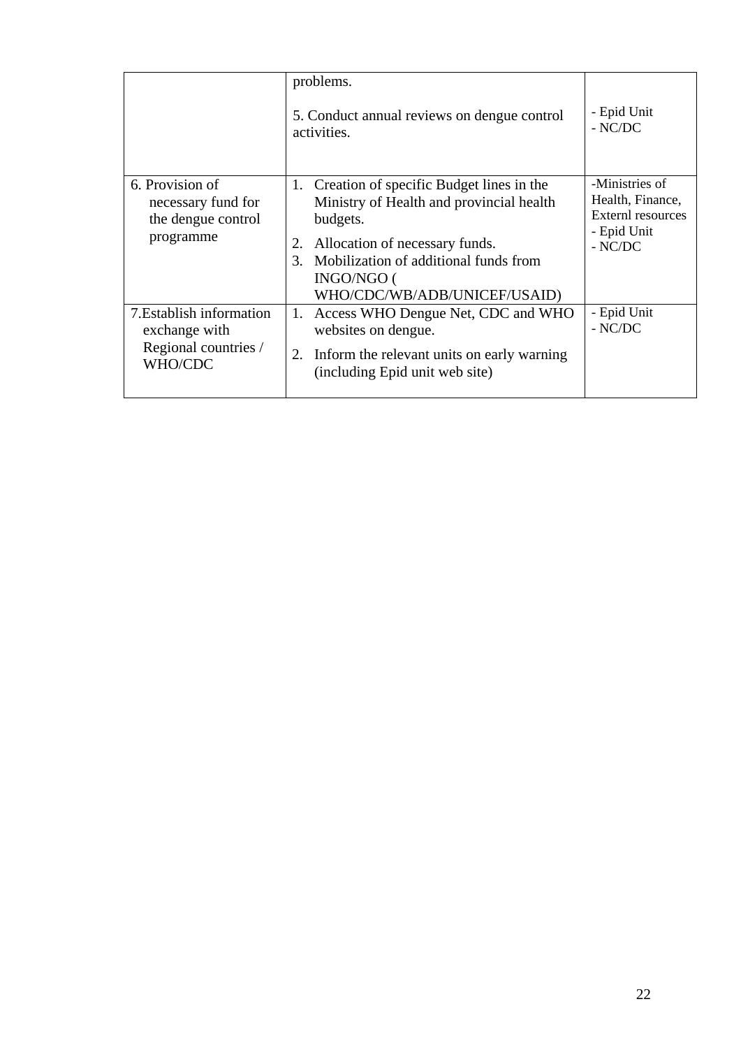| | | |
|---|---|---|
| | problems.<br><br>5. Conduct annual reviews on dengue control activities. | - Epid Unit<br>- NC/DC |
| 6. Provision of necessary fund for the dengue control programme | 1. Creation of specific Budget lines in the Ministry of Health and provincial health budgets.<br>2. Allocation of necessary funds.<br>3. Mobilization of additional funds from INGO/NGO ( WHO/CDC/WB/ADB/UNICEF/USAID) | -Ministries of Health, Finance, Externl resources<br>- Epid Unit<br>- NC/DC |
| 7.Establish information exchange with Regional countries / WHO/CDC | 1. Access WHO Dengue Net, CDC and WHO websites on dengue.<br>2. Inform the relevant units on early warning (including Epid unit web site) | - Epid Unit<br>- NC/DC |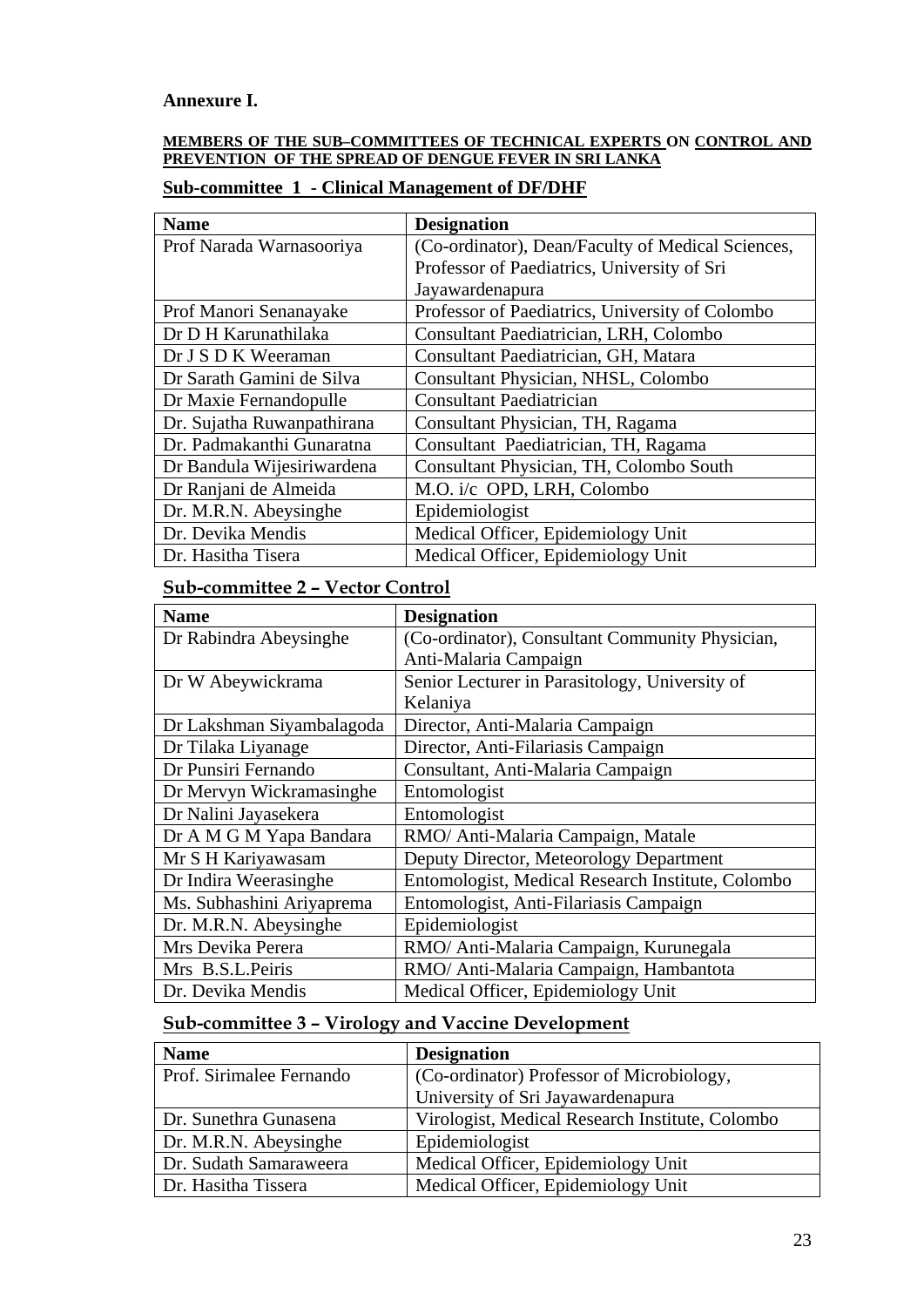**Annexure I.**

**MEMBERS OF THE SUB–COMMITTEES OF TECHNICAL EXPERTS ON CONTROL AND PREVENTION OF THE SPREAD OF DENGUE FEVER IN SRI LANKA**

## Sub-committee 1 - Clinical Management of DF/DHF

| Name | Designation |
|---|---|
| Prof Narada Warnasooriya | (Co-ordinator), Dean/Faculty of Medical Sciences, Professor of Paediatrics, University of Sri Jayawardenapura |
| Prof Manori Senanayake | Professor of Paediatrics, University of Colombo |
| Dr D H Karunathilaka | Consultant Paediatrician, LRH, Colombo |
| Dr J S D K Weeraman | Consultant Paediatrician, GH, Matara |
| Dr Sarath Gamini de Silva | Consultant Physician, NHSL, Colombo |
| Dr Maxie Fernandopulle | Consultant Paediatrician |
| Dr. Sujatha Ruwanpathirana | Consultant Physician, TH, Ragama |
| Dr. Padmakanthi Gunaratna | Consultant Paediatrician, TH, Ragama |
| Dr Bandula Wijesiriwardena | Consultant Physician, TH, Colombo South |
| Dr Ranjani de Almeida | M.O. i/c OPD, LRH, Colombo |
| Dr. M.R.N. Abeysinghe | Epidemiologist |
| Dr. Devika Mendis | Medical Officer, Epidemiology Unit |
| Dr. Hasitha Tisera | Medical Officer, Epidemiology Unit |

## Sub-committee 2 – Vector Control

| Name | Designation |
|---|---|
| Dr Rabindra Abeysinghe | (Co-ordinator), Consultant Community Physician, Anti-Malaria Campaign |
| Dr W Abeywickrama | Senior Lecturer in Parasitology, University of Kelaniya |
| Dr Lakshman Siyambalagoda | Director, Anti-Malaria Campaign |
| Dr Tilaka Liyanage | Director, Anti-Filariasis Campaign |
| Dr Punsiri Fernando | Consultant, Anti-Malaria Campaign |
| Dr Mervyn Wickramasinghe | Entomologist |
| Dr Nalini Jayasekera | Entomologist |
| Dr A M G M Yapa Bandara | RMO/ Anti-Malaria Campaign, Matale |
| Mr S H Kariyawasam | Deputy Director, Meteorology Department |
| Dr Indira Weerasinghe | Entomologist, Medical Research Institute, Colombo |
| Ms. Subhashini Ariyaprema | Entomologist, Anti-Filariasis Campaign |
| Dr. M.R.N. Abeysinghe | Epidemiologist |
| Mrs Devika Perera | RMO/ Anti-Malaria Campaign, Kurunegala |
| Mrs B.S.L.Peiris | RMO/ Anti-Malaria Campaign, Hambantota |
| Dr. Devika Mendis | Medical Officer, Epidemiology Unit |

## Sub-committee 3 – Virology and Vaccine Development

| Name | Designation |
|---|---|
| Prof. Sirimalee Fernando | (Co-ordinator) Professor of Microbiology, University of Sri Jayawardenapura |
| Dr. Sunethra Gunasena | Virologist, Medical Research Institute, Colombo |
| Dr. M.R.N. Abeysinghe | Epidemiologist |
| Dr. Sudath Samaraweera | Medical Officer, Epidemiology Unit |
| Dr. Hasitha Tissera | Medical Officer, Epidemiology Unit |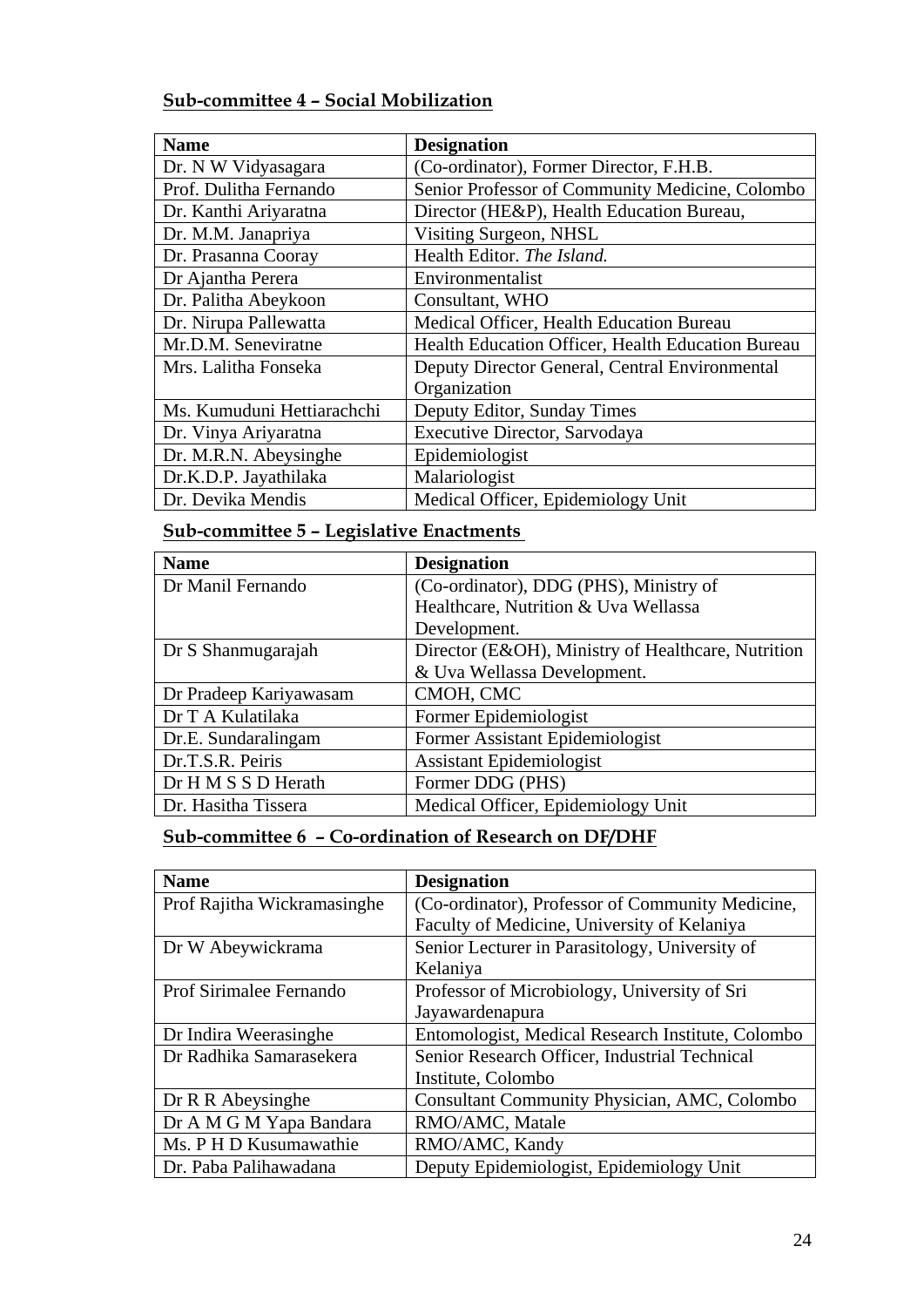### Sub-committee 4 – Social Mobilization

| Name | Designation |
|---|---|
| Dr. N W Vidyasagara | (Co-ordinator), Former Director, F.H.B. |
| Prof. Dulitha Fernando | Senior Professor of Community Medicine, Colombo |
| Dr. Kanthi Ariyaratna | Director (HE&P), Health Education Bureau, |
| Dr. M.M. Janapriya | Visiting Surgeon, NHSL |
| Dr. Prasanna Cooray | Health Editor. *The Island.* |
| Dr Ajantha Perera | Environmentalist |
| Dr. Palitha Abeykoon | Consultant, WHO |
| Dr. Nirupa Pallewatta | Medical Officer, Health Education Bureau |
| Mr.D.M. Seneviratne | Health Education Officer, Health Education Bureau |
| Mrs. Lalitha Fonseka | Deputy Director General, Central Environmental Organization |
| Ms. Kumuduni Hettiarachchi | Deputy Editor, Sunday Times |
| Dr. Vinya Ariyaratna | Executive Director, Sarvodaya |
| Dr. M.R.N. Abeysinghe | Epidemiologist |
| Dr.K.D.P. Jayathilaka | Malariologist |
| Dr. Devika Mendis | Medical Officer, Epidemiology Unit |

### Sub-committee 5 – Legislative Enactments

| Name | Designation |
|---|---|
| Dr Manil Fernando | (Co-ordinator), DDG (PHS), Ministry of Healthcare, Nutrition & Uva Wellassa Development. |
| Dr S Shanmugarajah | Director (E&OH), Ministry of Healthcare, Nutrition & Uva Wellassa Development. |
| Dr Pradeep Kariyawasam | CMOH, CMC |
| Dr T A Kulatilaka | Former Epidemiologist |
| Dr.E. Sundaralingam | Former Assistant Epidemiologist |
| Dr.T.S.R. Peiris | Assistant Epidemiologist |
| Dr H M S S D Herath | Former DDG (PHS) |
| Dr. Hasitha Tissera | Medical Officer, Epidemiology Unit |

### Sub-committee 6 – Co-ordination of Research on DF/DHF

| Name | Designation |
|---|---|
| Prof Rajitha Wickramasinghe | (Co-ordinator), Professor of Community Medicine, Faculty of Medicine, University of Kelaniya |
| Dr W Abeywickrama | Senior Lecturer in Parasitology, University of Kelaniya |
| Prof Sirimalee Fernando | Professor of Microbiology, University of Sri Jayawardenapura |
| Dr Indira Weerasinghe | Entomologist, Medical Research Institute, Colombo |
| Dr Radhika Samarasekera | Senior Research Officer, Industrial Technical Institute, Colombo |
| Dr R R Abeysinghe | Consultant Community Physician, AMC, Colombo |
| Dr A M G M Yapa Bandara | RMO/AMC, Matale |
| Ms. P H D Kusumawathie | RMO/AMC, Kandy |
| Dr. Paba Palihawadana | Deputy Epidemiologist, Epidemiology Unit |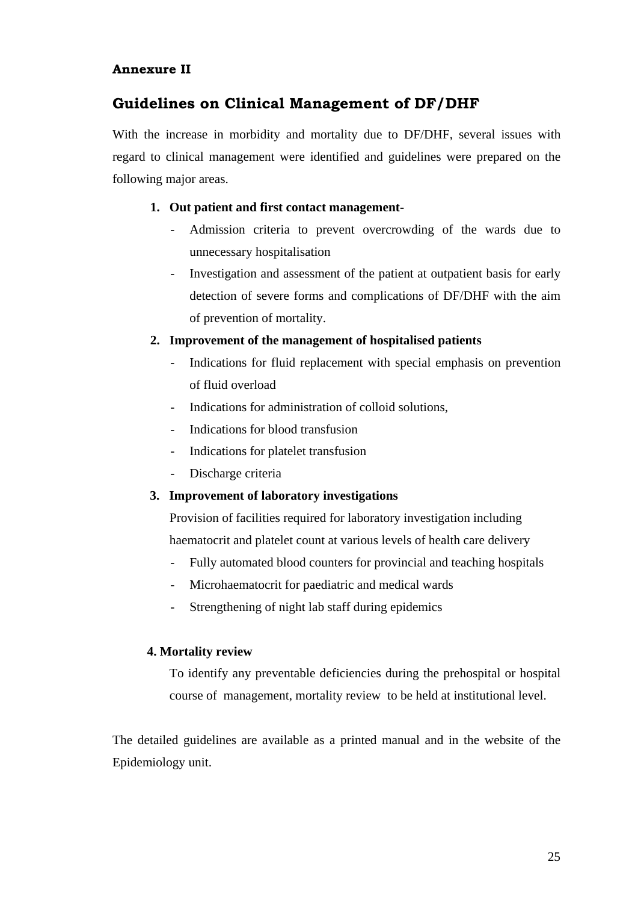**Annexure II**

## Guidelines on Clinical Management of DF/DHF

With the increase in morbidity and mortality due to DF/DHF, several issues with regard to clinical management were identified and guidelines were prepared on the following major areas.

1. **Out patient and first contact management-**
   - Admission criteria to prevent overcrowding of the wards due to unnecessary hospitalisation
   - Investigation and assessment of the patient at outpatient basis for early detection of severe forms and complications of DF/DHF with the aim of prevention of mortality.
2. **Improvement of the management of hospitalised patients**
   - Indications for fluid replacement with special emphasis on prevention of fluid overload
   - Indications for administration of colloid solutions,
   - Indications for blood transfusion
   - Indications for platelet transfusion
   - Discharge criteria
3. **Improvement of laboratory investigations**

   Provision of facilities required for laboratory investigation including haematocrit and platelet count at various levels of health care delivery
   - Fully automated blood counters for provincial and teaching hospitals
   - Microhaematocrit for paediatric and medical wards
   - Strengthening of night lab staff during epidemics

4. **Mortality review**

   To identify any preventable deficiencies during the prehospital or hospital course of management, mortality review to be held at institutional level.

The detailed guidelines are available as a printed manual and in the website of the Epidemiology unit.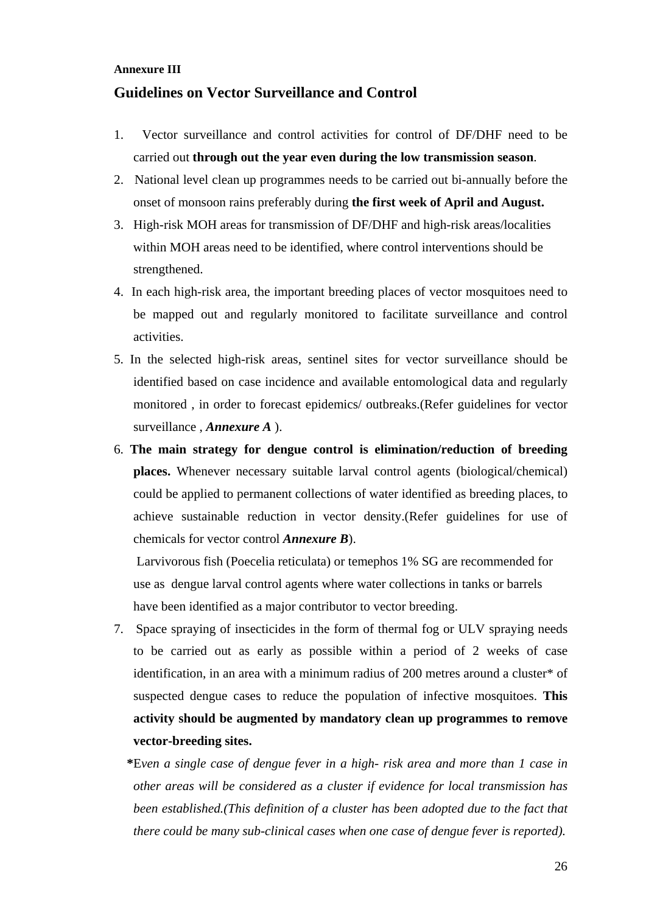**Annexure III**

## Guidelines on Vector Surveillance and Control

1. Vector surveillance and control activities for control of DF/DHF need to be carried out **through out the year even during the low transmission season**.
2. National level clean up programmes needs to be carried out bi-annually before the onset of monsoon rains preferably during **the first week of April and August.**
3. High-risk MOH areas for transmission of DF/DHF and high-risk areas/localities within MOH areas need to be identified, where control interventions should be strengthened.
4. In each high-risk area, the important breeding places of vector mosquitoes need to be mapped out and regularly monitored to facilitate surveillance and control activities.
5. In the selected high-risk areas, sentinel sites for vector surveillance should be identified based on case incidence and available entomological data and regularly monitored , in order to forecast epidemics/ outbreaks.(Refer guidelines for vector surveillance , ***Annexure A*** ).
6. **The main strategy for dengue control is elimination/reduction of breeding places.** Whenever necessary suitable larval control agents (biological/chemical) could be applied to permanent collections of water identified as breeding places, to achieve sustainable reduction in vector density.(Refer guidelines for use of chemicals for vector control ***Annexure B***).

   Larvivorous fish (Poecelia reticulata) or temephos 1% SG are recommended for use as dengue larval control agents where water collections in tanks or barrels have been identified as a major contributor to vector breeding.
7. Space spraying of insecticides in the form of thermal fog or ULV spraying needs to be carried out as early as possible within a period of 2 weeks of case identification, in an area with a minimum radius of 200 metres around a cluster* of suspected dengue cases to reduce the population of infective mosquitoes. **This activity should be augmented by mandatory clean up programmes to remove vector-breeding sites.**

   ***E***_ven a single case of dengue fever in a high- risk area and more than 1 case in other areas will be considered as a cluster if evidence for local transmission has been established.(This definition of a cluster has been adopted due to the fact that there could be many sub-clinical cases when one case of dengue fever is reported)._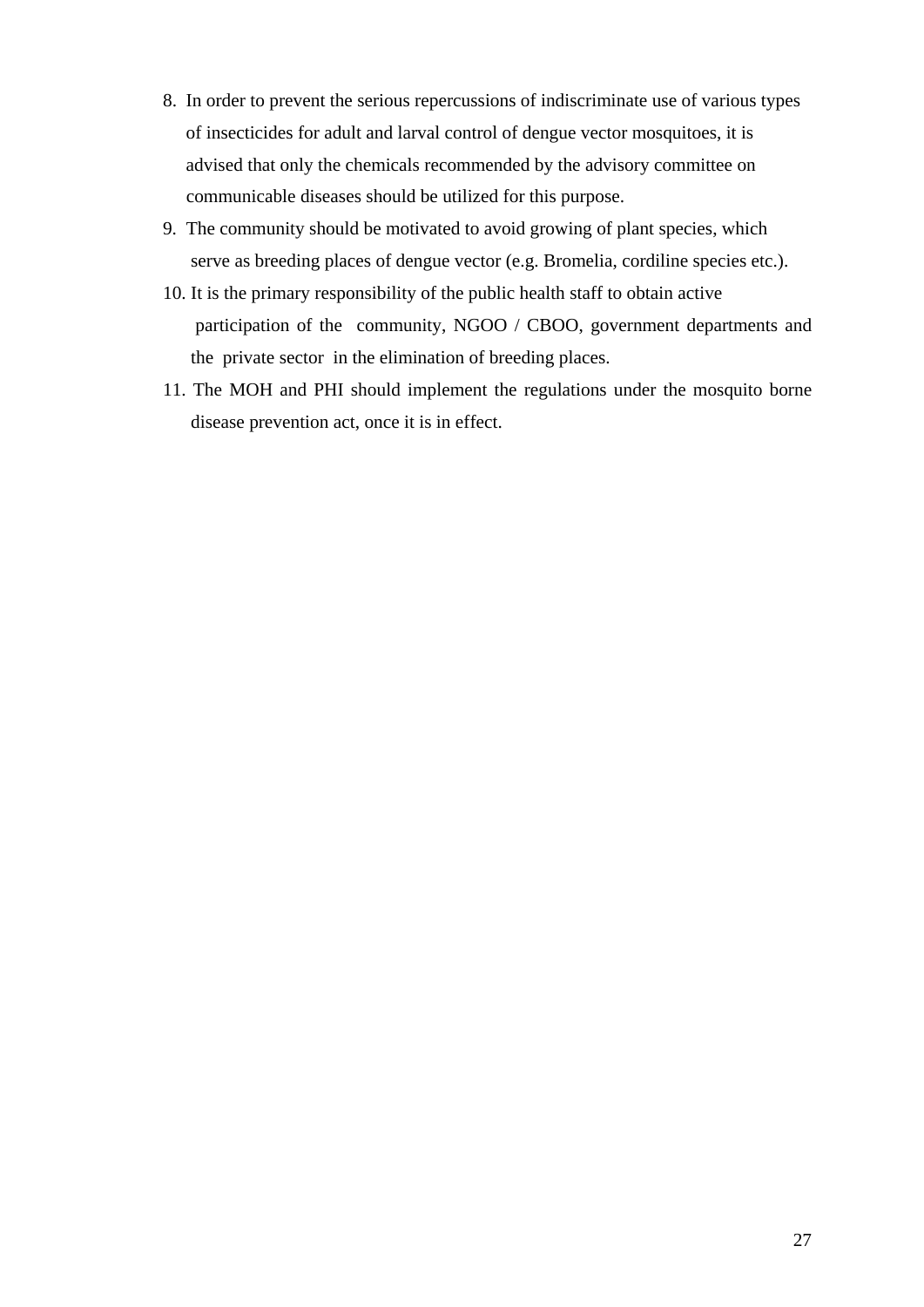8. In order to prevent the serious repercussions of indiscriminate use of various types of insecticides for adult and larval control of dengue vector mosquitoes, it is advised that only the chemicals recommended by the advisory committee on communicable diseases should be utilized for this purpose.
9. The community should be motivated to avoid growing of plant species, which serve as breeding places of dengue vector (e.g. Bromelia, cordiline species etc.).
10. It is the primary responsibility of the public health staff to obtain active participation of the community, NGOO / CBOO, government departments and the private sector in the elimination of breeding places.
11. The MOH and PHI should implement the regulations under the mosquito borne disease prevention act, once it is in effect.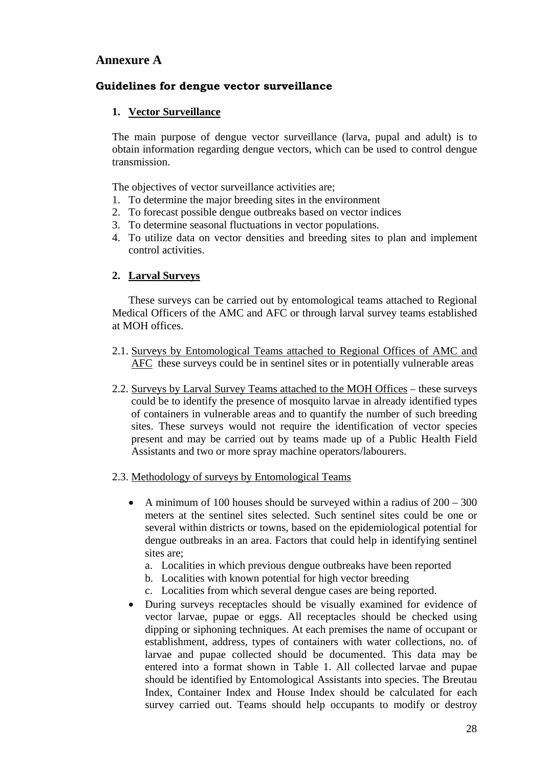# Annexure A

## Guidelines for dengue vector surveillance

### 1. Vector Surveillance

The main purpose of dengue vector surveillance (larva, pupal and adult) is to obtain information regarding dengue vectors, which can be used to control dengue transmission.

The objectives of vector surveillance activities are;

1. To determine the major breeding sites in the environment
2. To forecast possible dengue outbreaks based on vector indices
3. To determine seasonal fluctuations in vector populations.
4. To utilize data on vector densities and breeding sites to plan and implement control activities.

### 2. Larval Surveys

These surveys can be carried out by entomological teams attached to Regional Medical Officers of the AMC and AFC or through larval survey teams established at MOH offices.

2.1. Surveys by Entomological Teams attached to Regional Offices of AMC and AFC these surveys could be in sentinel sites or in potentially vulnerable areas

2.2. Surveys by Larval Survey Teams attached to the MOH Offices – these surveys could be to identify the presence of mosquito larvae in already identified types of containers in vulnerable areas and to quantify the number of such breeding sites. These surveys would not require the identification of vector species present and may be carried out by teams made up of a Public Health Field Assistants and two or more spray machine operators/labourers.

2.3. Methodology of surveys by Entomological Teams

- A minimum of 100 houses should be surveyed within a radius of 200 – 300 meters at the sentinel sites selected. Such sentinel sites could be one or several within districts or towns, based on the epidemiological potential for dengue outbreaks in an area. Factors that could help in identifying sentinel sites are;
  a. Localities in which previous dengue outbreaks have been reported
  b. Localities with known potential for high vector breeding
  c. Localities from which several dengue cases are being reported.
- During surveys receptacles should be visually examined for evidence of vector larvae, pupae or eggs. All receptacles should be checked using dipping or siphoning techniques. At each premises the name of occupant or establishment, address, types of containers with water collections, no. of larvae and pupae collected should be documented. This data may be entered into a format shown in Table 1. All collected larvae and pupae should be identified by Entomological Assistants into species. The Breutau Index, Container Index and House Index should be calculated for each survey carried out. Teams should help occupants to modify or destroy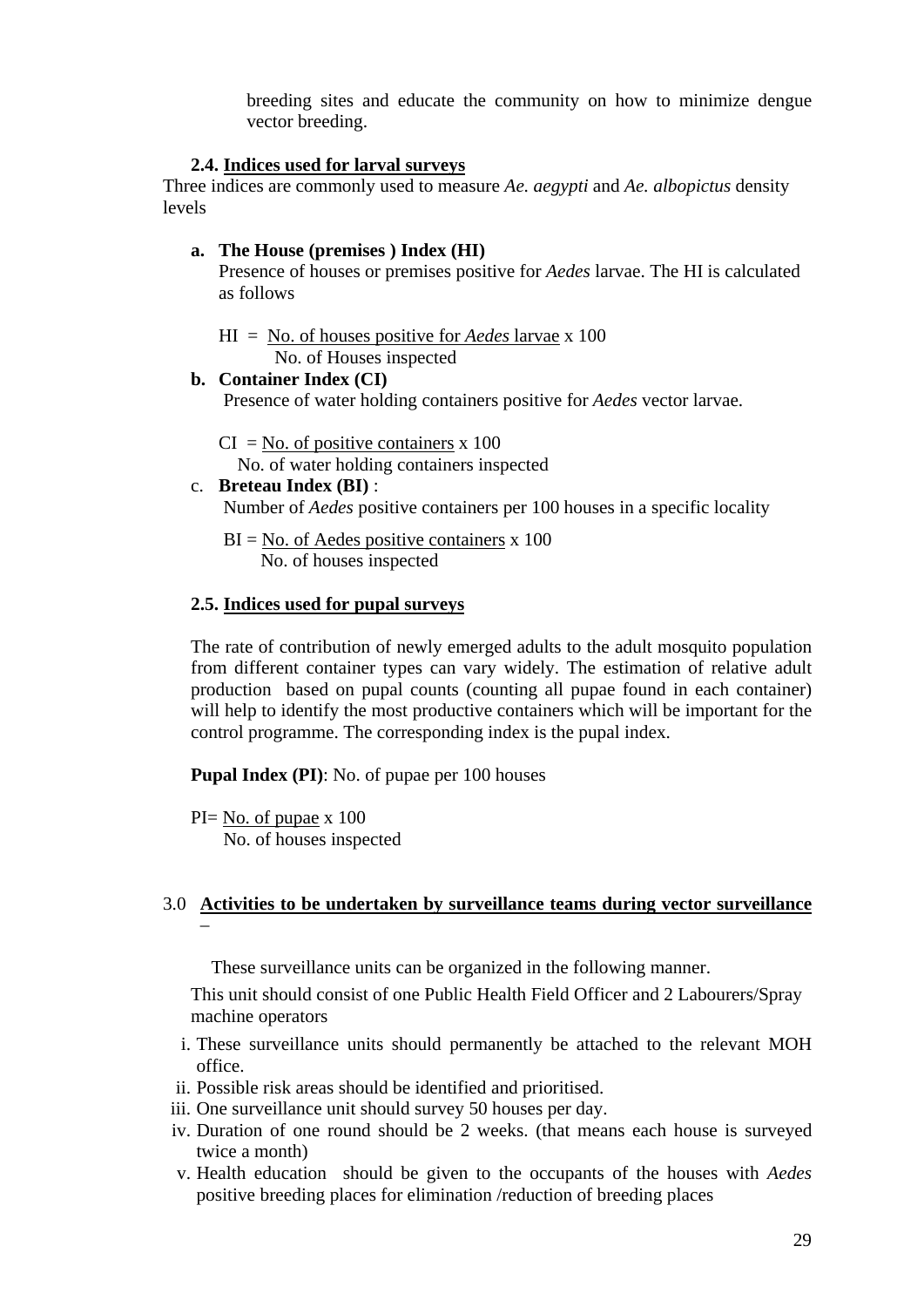breeding sites and educate the community on how to minimize dengue vector breeding.

### 2.4. Indices used for larval surveys

Three indices are commonly used to measure *Ae. aegypti* and *Ae. albopictus* density levels

**a. The House (premises ) Index (HI)**

Presence of houses or premises positive for *Aedes* larvae. The HI is calculated as follows

$$HI = \frac{\text{No. of houses positive for } Aedes \text{ larvae}}{\text{No. of Houses inspected}} \times 100$$

**b. Container Index (CI)**

Presence of water holding containers positive for *Aedes* vector larvae.

$$CI = \frac{\text{No. of positive containers}}{\text{No. of water holding containers inspected}} \times 100$$

c. **Breteau Index (BI)** :

Number of *Aedes* positive containers per 100 houses in a specific locality

$$BI = \frac{\text{No. of Aedes positive containers}}{\text{No. of houses inspected}} \times 100$$

### 2.5. Indices used for pupal surveys

The rate of contribution of newly emerged adults to the adult mosquito population from different container types can vary widely. The estimation of relative adult production based on pupal counts (counting all pupae found in each container) will help to identify the most productive containers which will be important for the control programme. The corresponding index is the pupal index.

**Pupal Index (PI)**: No. of pupae per 100 houses

$$PI = \frac{\text{No. of pupae}}{\text{No. of houses inspected}} \times 100$$

## 3.0 Activities to be undertaken by surveillance teams during vector surveillance –

These surveillance units can be organized in the following manner.

This unit should consist of one Public Health Field Officer and 2 Labourers/Spray machine operators

i. These surveillance units should permanently be attached to the relevant MOH office.
ii. Possible risk areas should be identified and prioritised.
iii. One surveillance unit should survey 50 houses per day.
iv. Duration of one round should be 2 weeks. (that means each house is surveyed twice a month)
v. Health education should be given to the occupants of the houses with *Aedes* positive breeding places for elimination /reduction of breeding places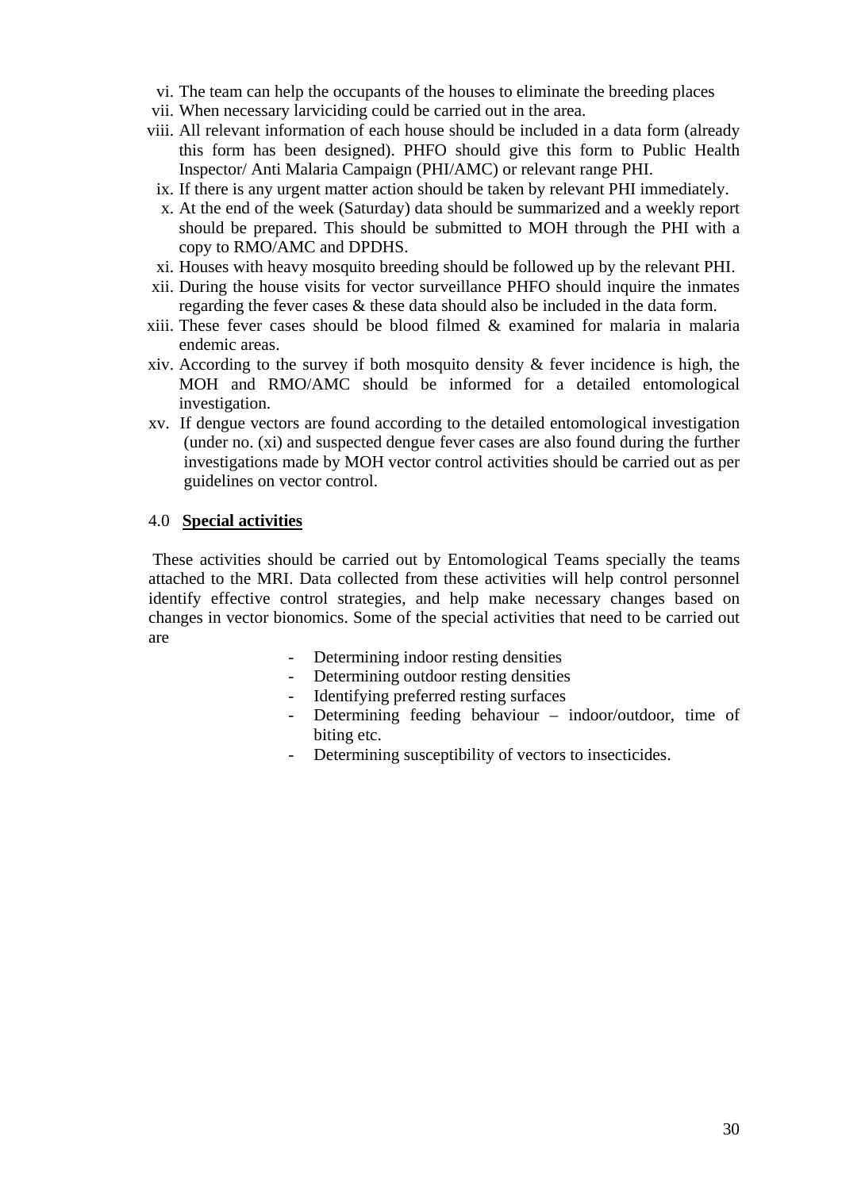vi. The team can help the occupants of the houses to eliminate the breeding places
vii. When necessary larviciding could be carried out in the area.
viii. All relevant information of each house should be included in a data form (already this form has been designed). PHFO should give this form to Public Health Inspector/ Anti Malaria Campaign (PHI/AMC) or relevant range PHI.
ix. If there is any urgent matter action should be taken by relevant PHI immediately.
x. At the end of the week (Saturday) data should be summarized and a weekly report should be prepared. This should be submitted to MOH through the PHI with a copy to RMO/AMC and DPDHS.
xi. Houses with heavy mosquito breeding should be followed up by the relevant PHI.
xii. During the house visits for vector surveillance PHFO should inquire the inmates regarding the fever cases & these data should also be included in the data form.
xiii. These fever cases should be blood filmed & examined for malaria in malaria endemic areas.
xiv. According to the survey if both mosquito density & fever incidence is high, the MOH and RMO/AMC should be informed for a detailed entomological investigation.
xv. If dengue vectors are found according to the detailed entomological investigation (under no. (xi) and suspected dengue fever cases are also found during the further investigations made by MOH vector control activities should be carried out as per guidelines on vector control.

## 4.0 **Special activities**

These activities should be carried out by Entomological Teams specially the teams attached to the MRI. Data collected from these activities will help control personnel identify effective control strategies, and help make necessary changes based on changes in vector bionomics. Some of the special activities that need to be carried out are

- Determining indoor resting densities
- Determining outdoor resting densities
- Identifying preferred resting surfaces
- Determining feeding behaviour – indoor/outdoor, time of biting etc.
- Determining susceptibility of vectors to insecticides.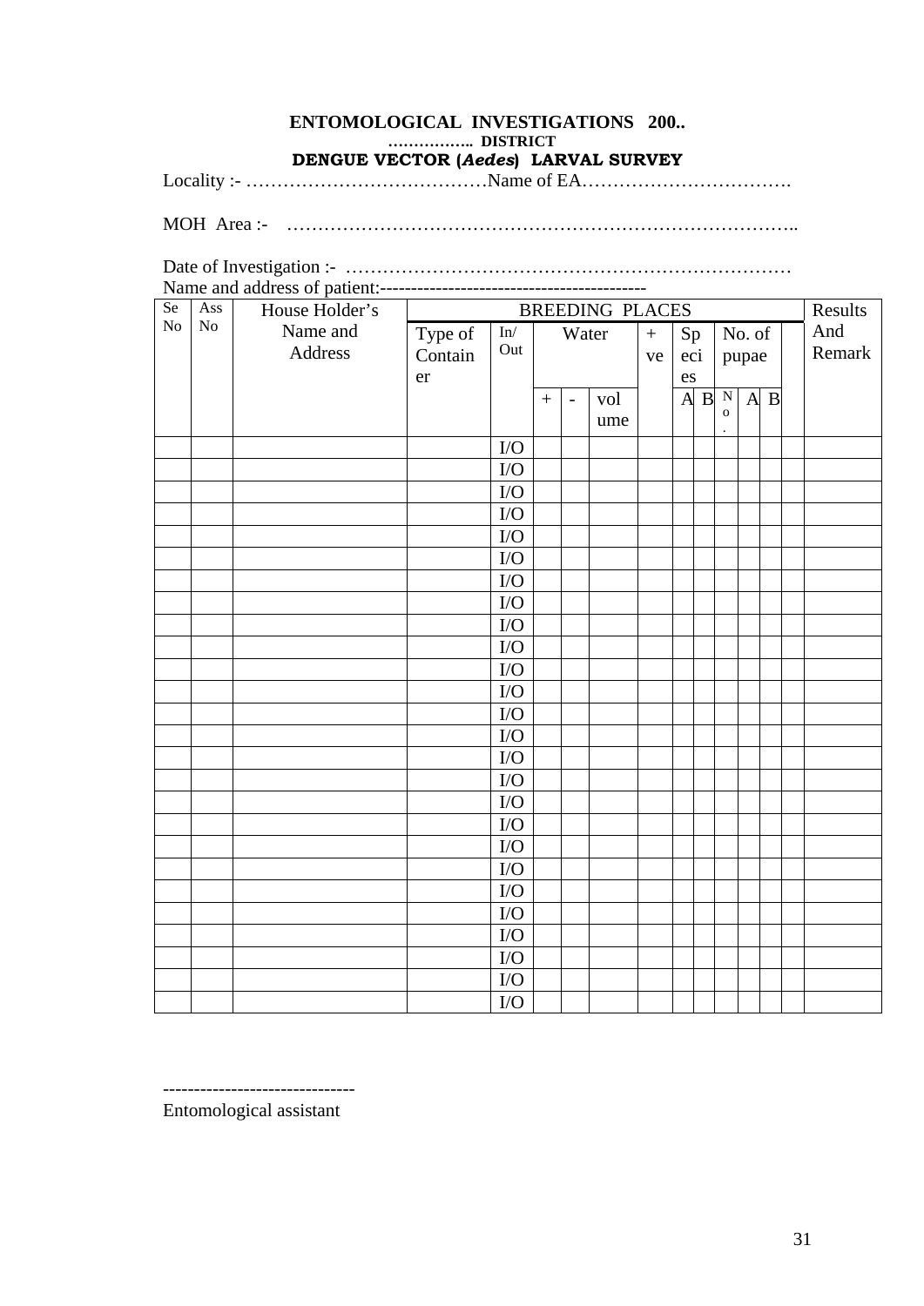**ENTOMOLOGICAL INVESTIGATIONS 200..**
**…………….. DISTRICT**
**DENGUE VECTOR (*Aedes*) LARVAL SURVEY**

Locality :- …………………………………Name of EA…………………………….

MOH Area :- ……………………………………………………………………..

Date of Investigation :- ………………………………………………………………

Name and address of patient:-------------------------------------------

| Se No | Ass No | House Holder's Name and Address | BREEDING PLACES | | | | | | | | | | | | | Results And Remark |
|---|---|---|---|---|---|---|---|---|---|---|---|---|---|---|---|---|
| | | | Type of Container | In/ Out | Water | | | + ve | Species | | No. of pupae | | | | | |
| | | | | | + | - | volume | | A | B | No. | A | B | | | |
| | | | | I/O | | | | | | | | | | | | |
| | | | | I/O | | | | | | | | | | | | |
| | | | | I/O | | | | | | | | | | | | |
| | | | | I/O | | | | | | | | | | | | |
| | | | | I/O | | | | | | | | | | | | |
| | | | | I/O | | | | | | | | | | | | |
| | | | | I/O | | | | | | | | | | | | |
| | | | | I/O | | | | | | | | | | | | |
| | | | | I/O | | | | | | | | | | | | |
| | | | | I/O | | | | | | | | | | | | |
| | | | | I/O | | | | | | | | | | | | |
| | | | | I/O | | | | | | | | | | | | |
| | | | | I/O | | | | | | | | | | | | |
| | | | | I/O | | | | | | | | | | | | |
| | | | | I/O | | | | | | | | | | | | |
| | | | | I/O | | | | | | | | | | | | |
| | | | | I/O | | | | | | | | | | | | |
| | | | | I/O | | | | | | | | | | | | |
| | | | | I/O | | | | | | | | | | | | |
| | | | | I/O | | | | | | | | | | | | |
| | | | | I/O | | | | | | | | | | | | |
| | | | | I/O | | | | | | | | | | | | |
| | | | | I/O | | | | | | | | | | | | |
| | | | | I/O | | | | | | | | | | | | |
| | | | | I/O | | | | | | | | | | | | |
| | | | | I/O | | | | | | | | | | | | |

-------------------------------
Entomological assistant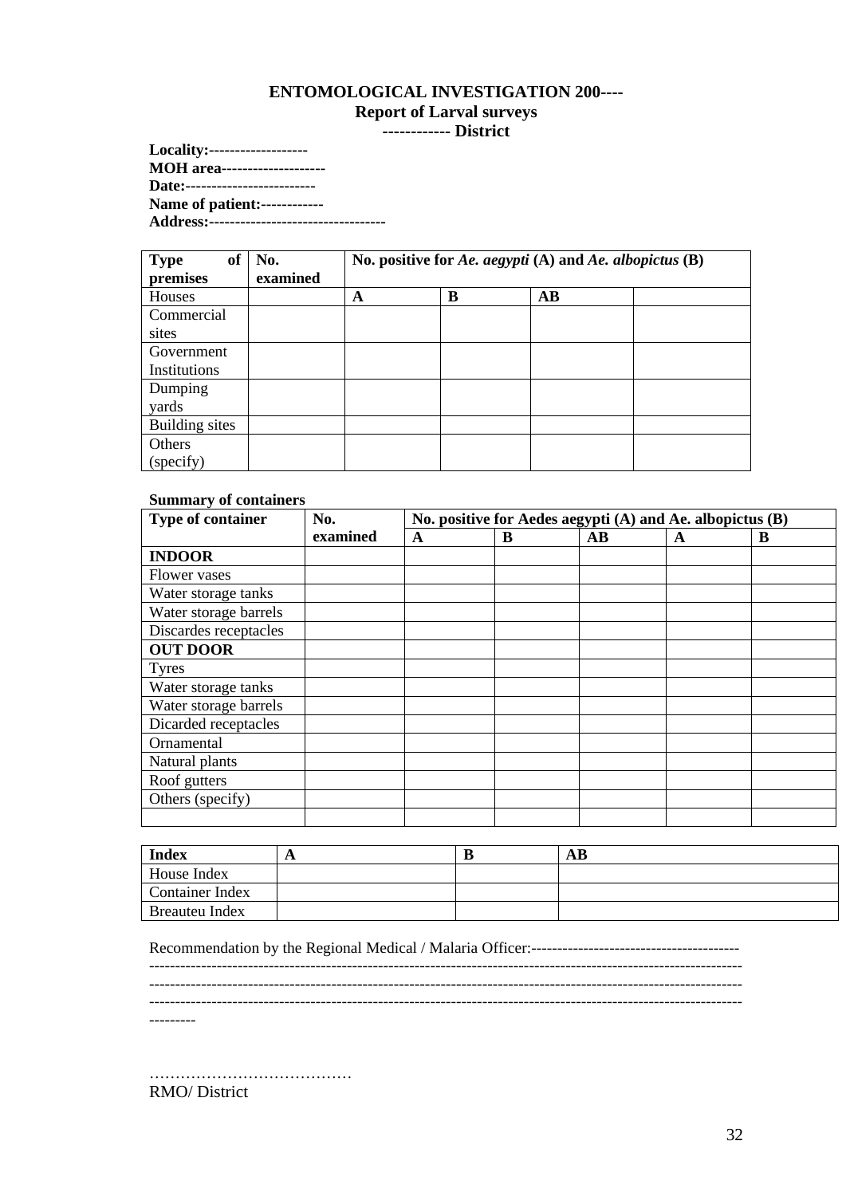**ENTOMOLOGICAL INVESTIGATION 200----**
**Report of Larval surveys**
**------------ District**

**Locality:-------------------**
**MOH area--------------------**
**Date:-------------------------**
**Name of patient:------------**
**Address:----------------------------------**

| **Type of premises** | **No. examined** | **No. positive for *Ae. aegypti* (A) and *Ae. albopictus* (B)** | | | |
|---|---|---|---|---|---|
| Houses | | **A** | **B** | **AB** | |
| Commercial sites | | | | | |
| Government Institutions | | | | | |
| Dumping yards | | | | | |
| Building sites | | | | | |
| Others (specify) | | | | | |

**Summary of containers**

| **Type of container** | **No. examined** | **No. positive for Aedes aegypti (A) and Ae. albopictus (B)** | | | | |
|---|---|---|---|---|---|---|
| | | **A** | **B** | **AB** | **A** | **B** |
| **INDOOR** | | | | | | |
| Flower vases | | | | | | |
| Water storage tanks | | | | | | |
| Water storage barrels | | | | | | |
| Discardes receptacles | | | | | | |
| **OUT DOOR** | | | | | | |
| Tyres | | | | | | |
| Water storage tanks | | | | | | |
| Water storage barrels | | | | | | |
| Dicarded receptacles | | | | | | |
| Ornamental | | | | | | |
| Natural plants | | | | | | |
| Roof gutters | | | | | | |
| Others (specify) | | | | | | |
| | | | | | | |

| **Index** | **A** | **B** | **AB** |
|---|---|---|---|
| House Index | | | |
| Container Index | | | |
| Breauteu Index | | | |

Recommendation by the Regional Medical / Malaria Officer:----------------------------------------
------------------------------------------------------------------------------------------------------------------
------------------------------------------------------------------------------------------------------------------
------------------------------------------------------------------------------------------------------------------
---------

…………………………………
RMO/ District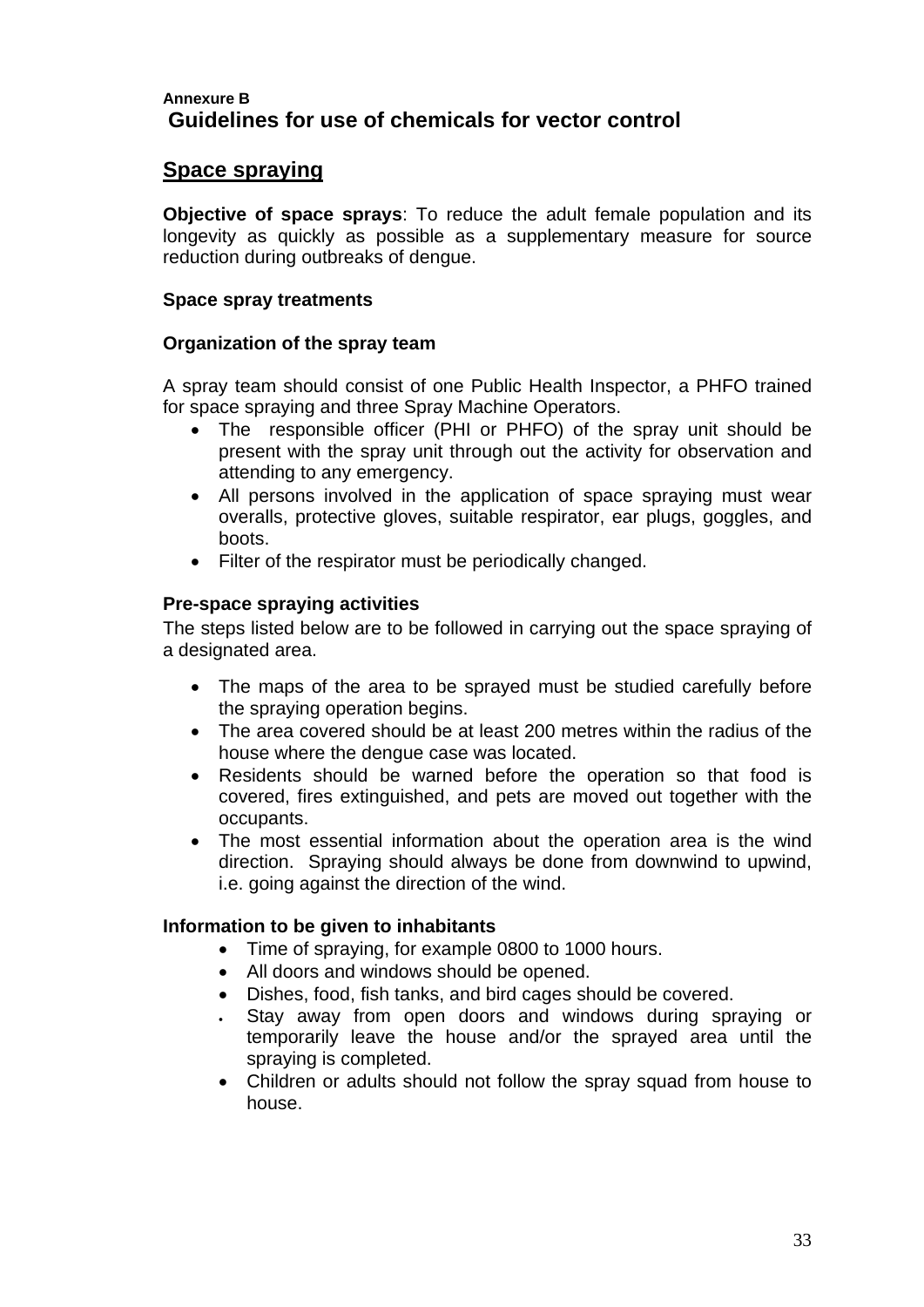**Annexure B**

## Guidelines for use of chemicals for vector control

## Space spraying

**Objective of space sprays**: To reduce the adult female population and its longevity as quickly as possible as a supplementary measure for source reduction during outbreaks of dengue.

**Space spray treatments**

**Organization of the spray team**

A spray team should consist of one Public Health Inspector, a PHFO trained for space spraying and three Spray Machine Operators.

- The responsible officer (PHI or PHFO) of the spray unit should be present with the spray unit through out the activity for observation and attending to any emergency.
- All persons involved in the application of space spraying must wear overalls, protective gloves, suitable respirator, ear plugs, goggles, and boots.
- Filter of the respirator must be periodically changed.

**Pre-space spraying activities**

The steps listed below are to be followed in carrying out the space spraying of a designated area.

- The maps of the area to be sprayed must be studied carefully before the spraying operation begins.
- The area covered should be at least 200 metres within the radius of the house where the dengue case was located.
- Residents should be warned before the operation so that food is covered, fires extinguished, and pets are moved out together with the occupants.
- The most essential information about the operation area is the wind direction. Spraying should always be done from downwind to upwind, i.e. going against the direction of the wind.

**Information to be given to inhabitants**

- Time of spraying, for example 0800 to 1000 hours.
- All doors and windows should be opened.
- Dishes, food, fish tanks, and bird cages should be covered.
- Stay away from open doors and windows during spraying or temporarily leave the house and/or the sprayed area until the spraying is completed.
- Children or adults should not follow the spray squad from house to house.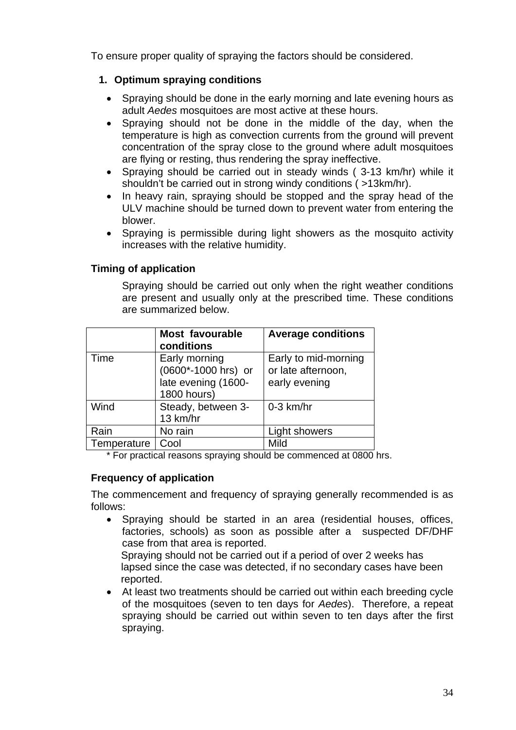To ensure proper quality of spraying the factors should be considered.

1. **Optimum spraying conditions**

- Spraying should be done in the early morning and late evening hours as adult *Aedes* mosquitoes are most active at these hours.
- Spraying should not be done in the middle of the day, when the temperature is high as convection currents from the ground will prevent concentration of the spray close to the ground where adult mosquitoes are flying or resting, thus rendering the spray ineffective.
- Spraying should be carried out in steady winds ( 3-13 km/hr) while it shouldn't be carried out in strong windy conditions ( >13km/hr).
- In heavy rain, spraying should be stopped and the spray head of the ULV machine should be turned down to prevent water from entering the blower.
- Spraying is permissible during light showers as the mosquito activity increases with the relative humidity.

**Timing of application**

Spraying should be carried out only when the right weather conditions are present and usually only at the prescribed time. These conditions are summarized below.

| | **Most favourable conditions** | **Average conditions** |
|---|---|---|
| Time | Early morning (0600*-1000 hrs) or late evening (1600-1800 hours) | Early to mid-morning or late afternoon, early evening |
| Wind | Steady, between 3-13 km/hr | 0-3 km/hr |
| Rain | No rain | Light showers |
| Temperature | Cool | Mild |

\* For practical reasons spraying should be commenced at 0800 hrs.

**Frequency of application**

The commencement and frequency of spraying generally recommended is as follows:

- Spraying should be started in an area (residential houses, offices, factories, schools) as soon as possible after a suspected DF/DHF case from that area is reported.
  Spraying should not be carried out if a period of over 2 weeks has lapsed since the case was detected, if no secondary cases have been reported.
- At least two treatments should be carried out within each breeding cycle of the mosquitoes (seven to ten days for *Aedes*). Therefore, a repeat spraying should be carried out within seven to ten days after the first spraying.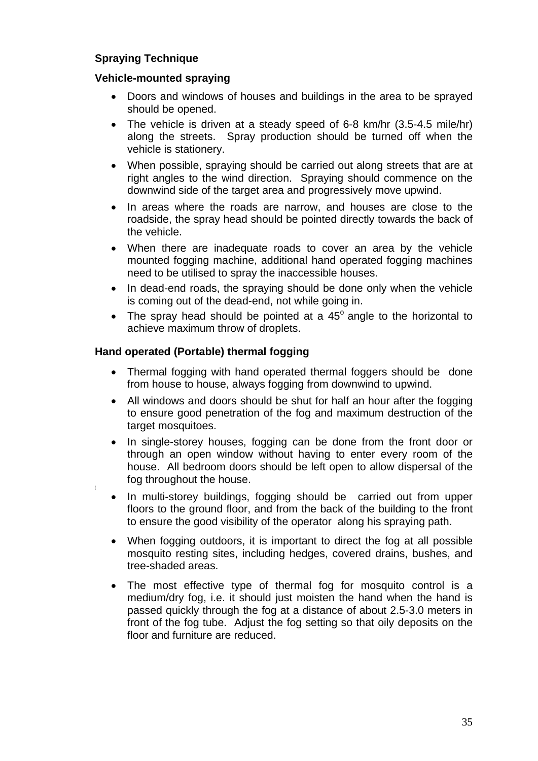**Spraying Technique**

**Vehicle-mounted spraying**

- Doors and windows of houses and buildings in the area to be sprayed should be opened.
- The vehicle is driven at a steady speed of 6-8 km/hr (3.5-4.5 mile/hr) along the streets. Spray production should be turned off when the vehicle is stationery.
- When possible, spraying should be carried out along streets that are at right angles to the wind direction. Spraying should commence on the downwind side of the target area and progressively move upwind.
- In areas where the roads are narrow, and houses are close to the roadside, the spray head should be pointed directly towards the back of the vehicle.
- When there are inadequate roads to cover an area by the vehicle mounted fogging machine, additional hand operated fogging machines need to be utilised to spray the inaccessible houses.
- In dead-end roads, the spraying should be done only when the vehicle is coming out of the dead-end, not while going in.
- The spray head should be pointed at a $45^o$ angle to the horizontal to achieve maximum throw of droplets.

**Hand operated (Portable) thermal fogging**

- Thermal fogging with hand operated thermal foggers should be done from house to house, always fogging from downwind to upwind.
- All windows and doors should be shut for half an hour after the fogging to ensure good penetration of the fog and maximum destruction of the target mosquitoes.
- In single-storey houses, fogging can be done from the front door or through an open window without having to enter every room of the house. All bedroom doors should be left open to allow dispersal of the fog throughout the house.
- In multi-storey buildings, fogging should be carried out from upper floors to the ground floor, and from the back of the building to the front to ensure the good visibility of the operator along his spraying path.
- When fogging outdoors, it is important to direct the fog at all possible mosquito resting sites, including hedges, covered drains, bushes, and tree-shaded areas.
- The most effective type of thermal fog for mosquito control is a medium/dry fog, i.e. it should just moisten the hand when the hand is passed quickly through the fog at a distance of about 2.5-3.0 meters in front of the fog tube. Adjust the fog setting so that oily deposits on the floor and furniture are reduced.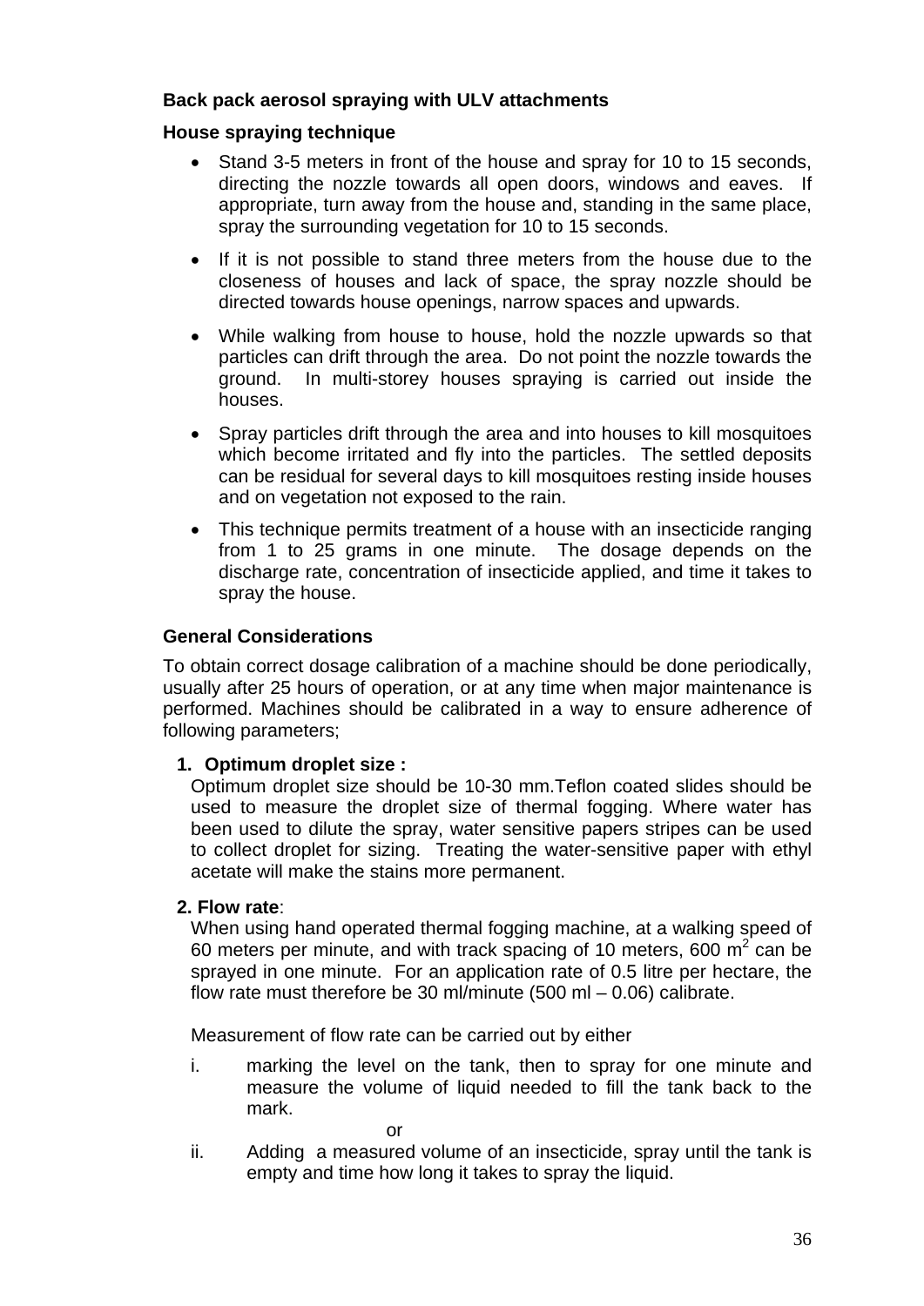**Back pack aerosol spraying with ULV attachments**

**House spraying technique**

- Stand 3-5 meters in front of the house and spray for 10 to 15 seconds, directing the nozzle towards all open doors, windows and eaves. If appropriate, turn away from the house and, standing in the same place, spray the surrounding vegetation for 10 to 15 seconds.
- If it is not possible to stand three meters from the house due to the closeness of houses and lack of space, the spray nozzle should be directed towards house openings, narrow spaces and upwards.
- While walking from house to house, hold the nozzle upwards so that particles can drift through the area. Do not point the nozzle towards the ground. In multi-storey houses spraying is carried out inside the houses.
- Spray particles drift through the area and into houses to kill mosquitoes which become irritated and fly into the particles. The settled deposits can be residual for several days to kill mosquitoes resting inside houses and on vegetation not exposed to the rain.
- This technique permits treatment of a house with an insecticide ranging from 1 to 25 grams in one minute. The dosage depends on the discharge rate, concentration of insecticide applied, and time it takes to spray the house.

**General Considerations**

To obtain correct dosage calibration of a machine should be done periodically, usually after 25 hours of operation, or at any time when major maintenance is performed. Machines should be calibrated in a way to ensure adherence of following parameters;

1. **Optimum droplet size :**
   Optimum droplet size should be 10-30 mm.Teflon coated slides should be used to measure the droplet size of thermal fogging. Where water has been used to dilute the spray, water sensitive papers stripes can be used to collect droplet for sizing. Treating the water-sensitive paper with ethyl acetate will make the stains more permanent.

2. **Flow rate**:
   When using hand operated thermal fogging machine, at a walking speed of 60 meters per minute, and with track spacing of 10 meters, 600 $m^2$ can be sprayed in one minute. For an application rate of 0.5 litre per hectare, the flow rate must therefore be 30 ml/minute (500 ml – 0.06) calibrate.

   Measurement of flow rate can be carried out by either

   i. marking the level on the tank, then to spray for one minute and measure the volume of liquid needed to fill the tank back to the mark.

   or

   ii. Adding a measured volume of an insecticide, spray until the tank is empty and time how long it takes to spray the liquid.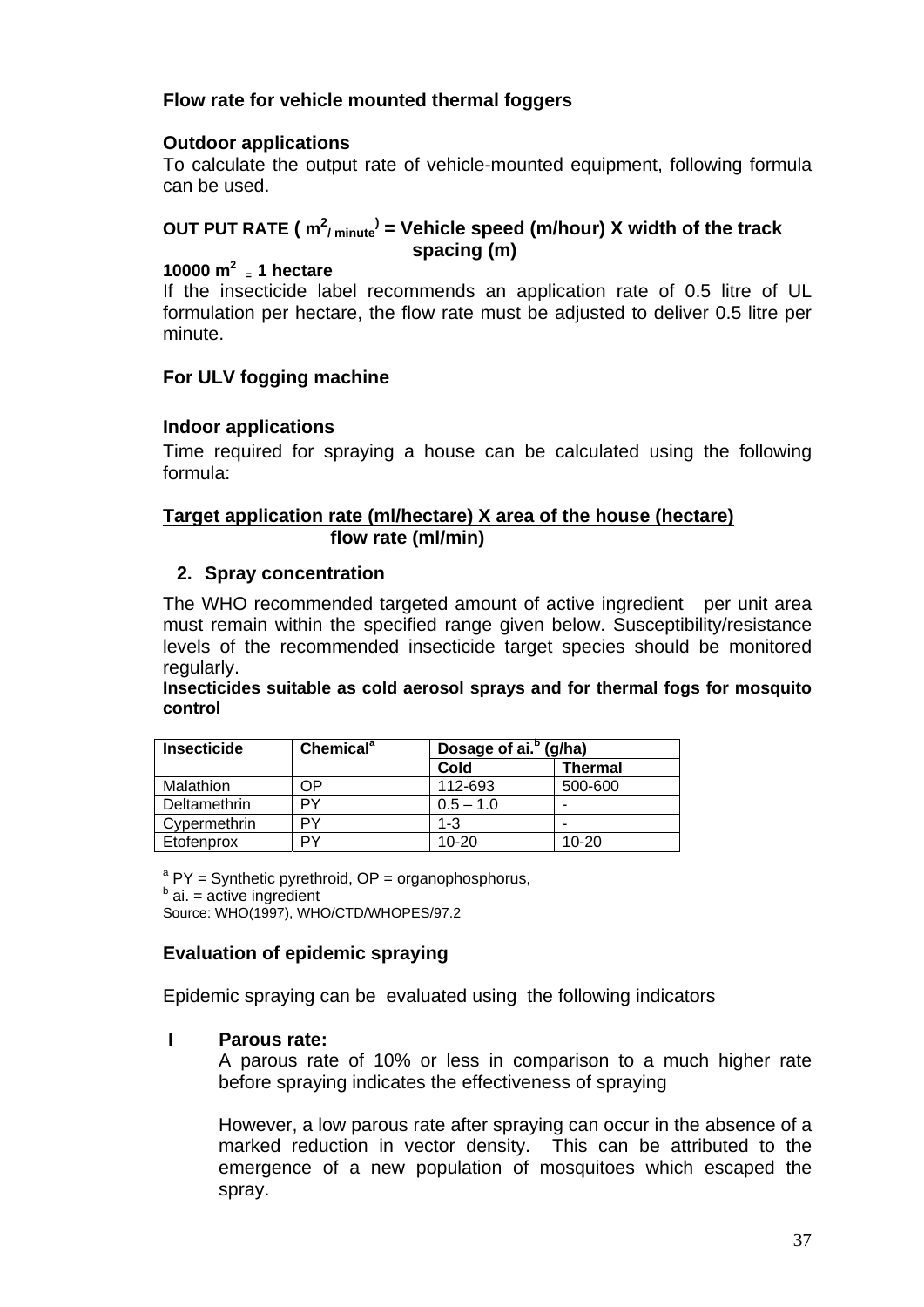**Flow rate for vehicle mounted thermal foggers**

**Outdoor applications**

To calculate the output rate of vehicle-mounted equipment, following formula can be used.

**OUT PUT RATE ( $m^2$/ minute) = Vehicle speed (m/hour) X width of the track spacing (m)**

**10000 $m^2$ = 1 hectare**

If the insecticide label recommends an application rate of 0.5 litre of UL formulation per hectare, the flow rate must be adjusted to deliver 0.5 litre per minute.

**For ULV fogging machine**

**Indoor applications**

Time required for spraying a house can be calculated using the following formula:

$$\frac{\text{Target application rate (ml/hectare) X area of the house (hectare)}}{\text{flow rate (ml/min)}}$$

2. **Spray concentration**

The WHO recommended targeted amount of active ingredient per unit area must remain within the specified range given below. Susceptibility/resistance levels of the recommended insecticide target species should be monitored regularly.

**Insecticides suitable as cold aerosol sprays and for thermal fogs for mosquito control**

| Insecticide | Chemical[a] | Dosage of ai.[b] (g/ha) | |
|---|---|---|---|
| | | Cold | Thermal |
| Malathion | OP | 112-693 | 500-600 |
| Deltamethrin | PY | 0.5 – 1.0 | - |
| Cypermethrin | PY | 1-3 | - |
| Etofenprox | PY | 10-20 | 10-20 |

[a] PY = Synthetic pyrethroid, OP = organophosphorus,
[b] ai. = active ingredient
Source: WHO(1997), WHO/CTD/WHOPES/97.2

**Evaluation of epidemic spraying**

Epidemic spraying can be evaluated using the following indicators

**I Parous rate:**

A parous rate of 10% or less in comparison to a much higher rate before spraying indicates the effectiveness of spraying

However, a low parous rate after spraying can occur in the absence of a marked reduction in vector density. This can be attributed to the emergence of a new population of mosquitoes which escaped the spray.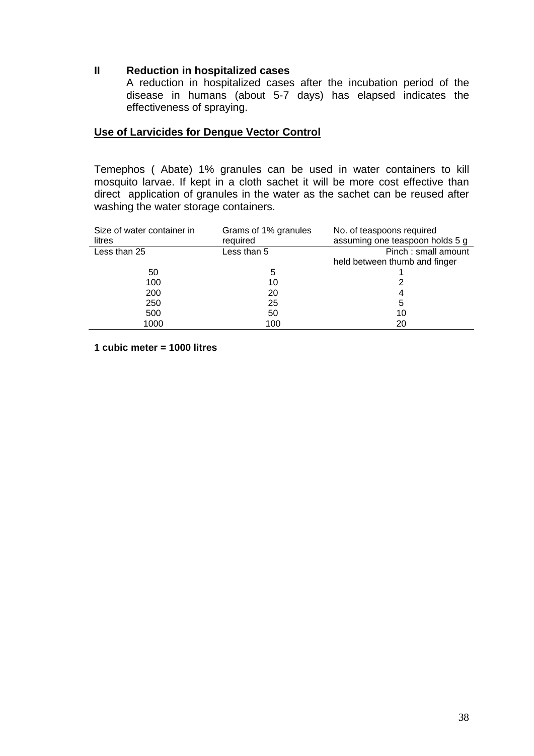**II Reduction in hospitalized cases**

A reduction in hospitalized cases after the incubation period of the disease in humans (about 5-7 days) has elapsed indicates the effectiveness of spraying.

**Use of Larvicides for Dengue Vector Control**

Temephos ( Abate) 1% granules can be used in water containers to kill mosquito larvae. If kept in a cloth sachet it will be more cost effective than direct application of granules in the water as the sachet can be reused after washing the water storage containers.

| Size of water container in litres | Grams of 1% granules required | No. of teaspoons required assuming one teaspoon holds 5 g |
|---|---|---|
| Less than 25 | Less than 5 | Pinch : small amount held between thumb and finger |
| 50 | 5 | 1 |
| 100 | 10 | 2 |
| 200 | 20 | 4 |
| 250 | 25 | 5 |
| 500 | 50 | 10 |
| 1000 | 100 | 20 |

**1 cubic meter = 1000 litres**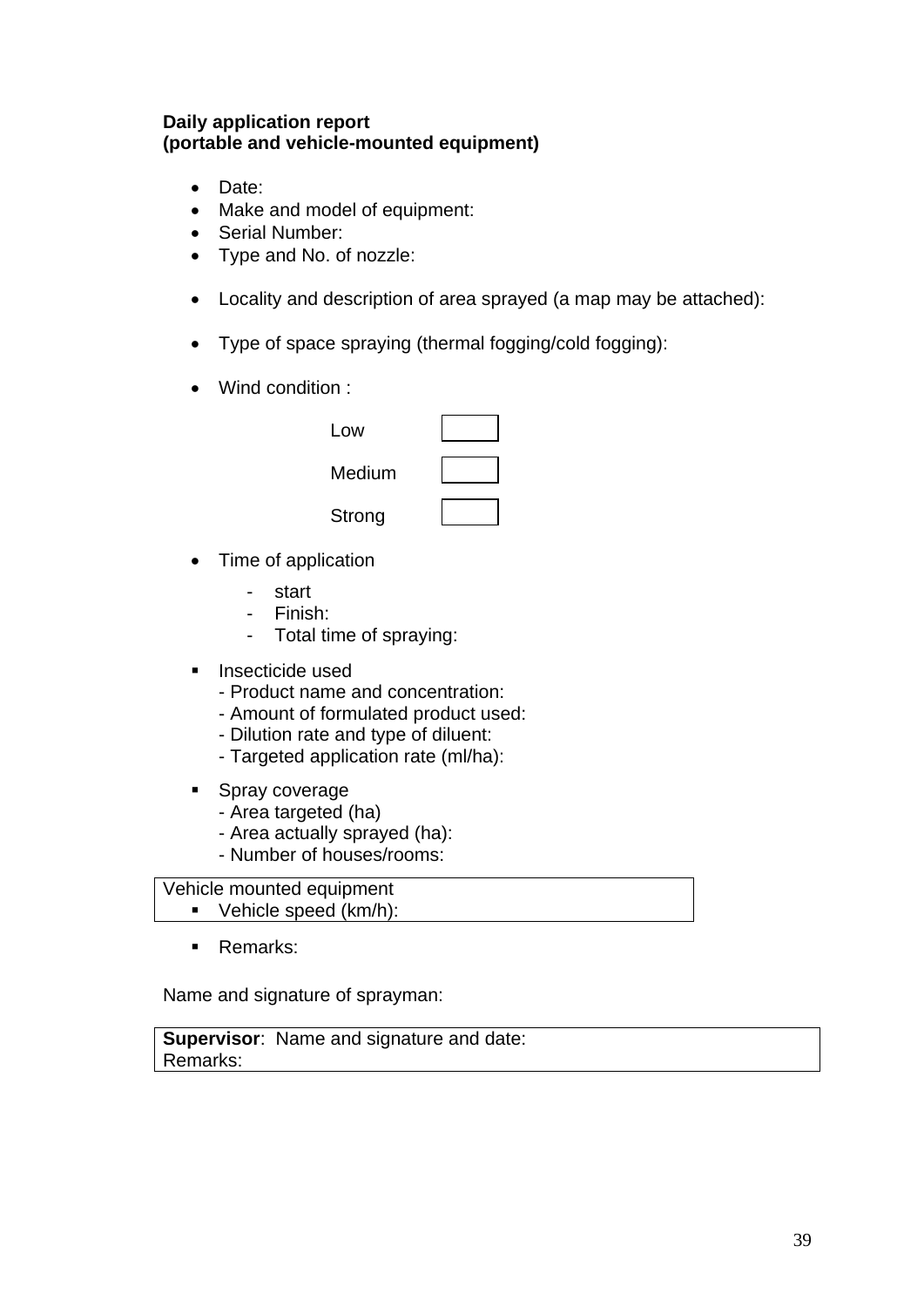**Daily application report**
**(portable and vehicle-mounted equipment)**

- Date:
- Make and model of equipment:
- Serial Number:
- Type and No. of nozzle:

- Locality and description of area sprayed (a map may be attached):

- Type of space spraying (thermal fogging/cold fogging):

- Wind condition :

  Low ☐

  Medium ☐

  Strong ☐

- Time of application
  - start
  - Finish:
  - Total time of spraying:

- Insecticide used
  - Product name and concentration:
  - Amount of formulated product used:
  - Dilution rate and type of diluent:
  - Targeted application rate (ml/ha):

- Spray coverage
  - Area targeted (ha)
  - Area actually sprayed (ha):
  - Number of houses/rooms:

Vehicle mounted equipment
- Vehicle speed (km/h):

- Remarks:

Name and signature of sprayman:

**Supervisor**: Name and signature and date:
Remarks: